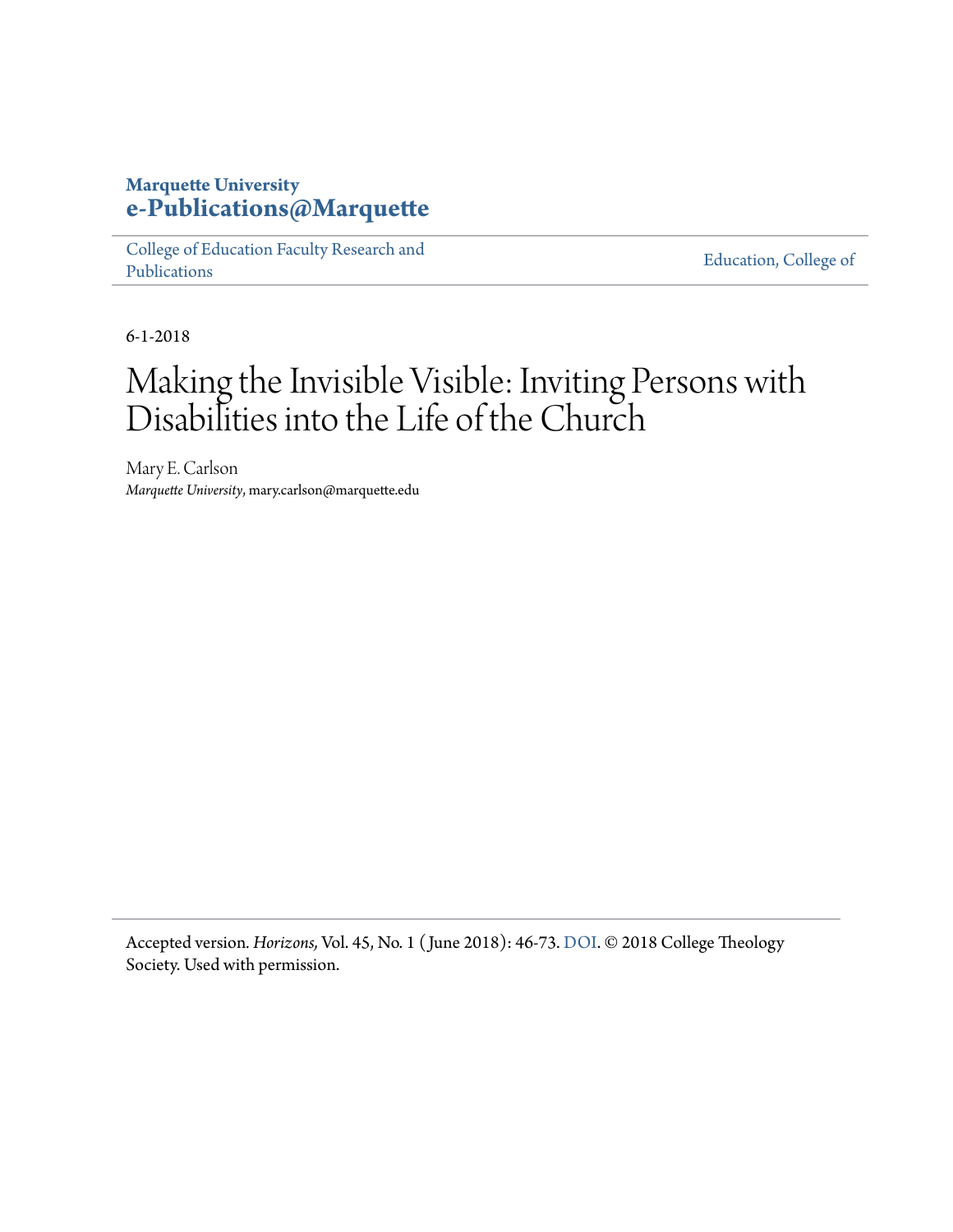Marquette University
**e-Publications@Marquette**

College of Education Faculty Research and Publications | Education, College of

6-1-2018

# Making the Invisible Visible: Inviting Persons with Disabilities into the Life of the Church

Mary E. Carlson
*Marquette University*, mary.carlson@marquette.edu

Accepted version. *Horizons,* Vol. 45, No. 1 (June 2018): 46-73. DOI. © 2018 College Theology Society. Used with permission.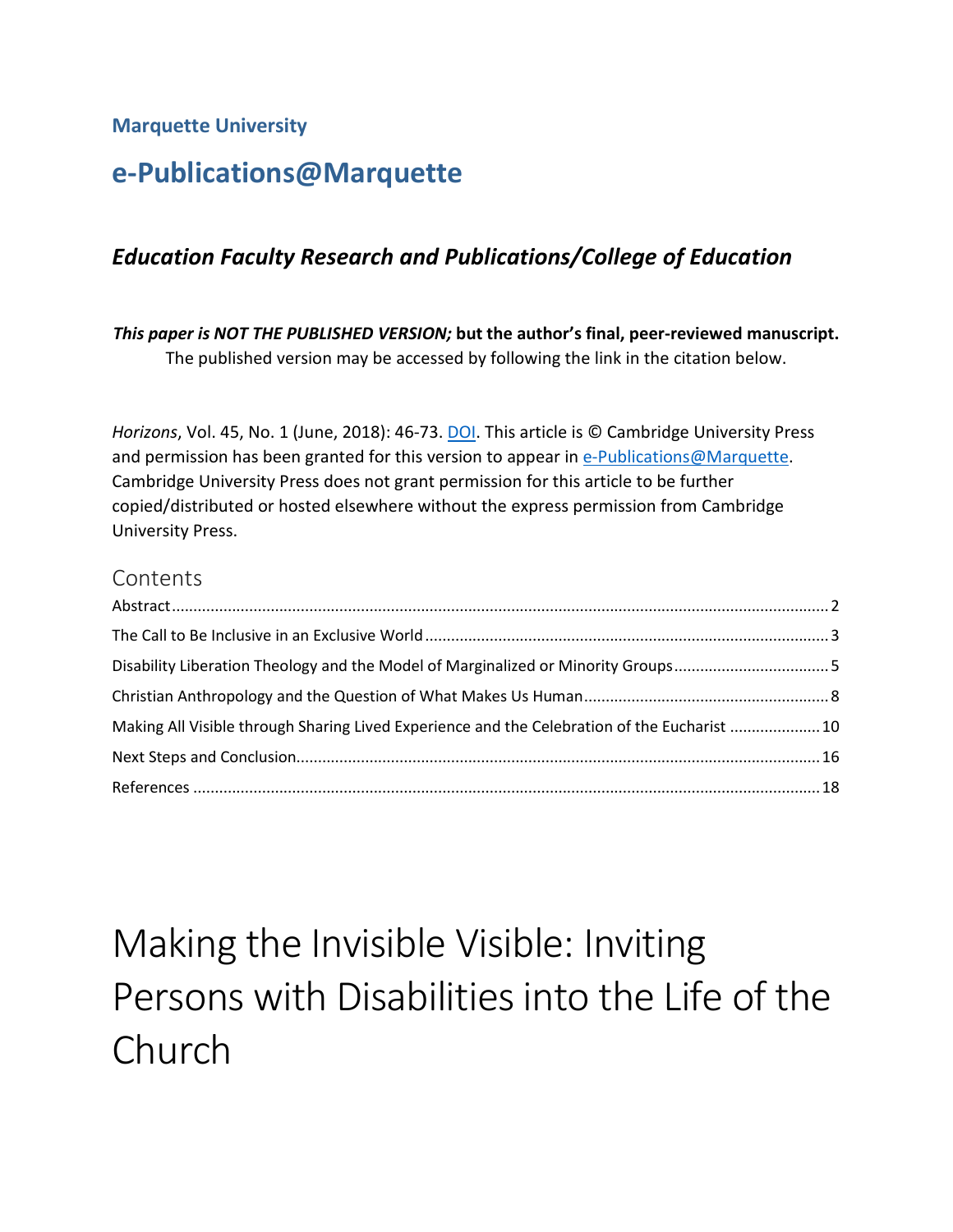**Marquette University**

# e-Publications@Marquette

## *Education Faculty Research and Publications/College of Education*

***This paper is NOT THE PUBLISHED VERSION;* but the author's final, peer-reviewed manuscript.**
The published version may be accessed by following the link in the citation below.

*Horizons*, Vol. 45, No. 1 (June, 2018): 46-73. DOI. This article is © Cambridge University Press and permission has been granted for this version to appear in e-Publications@Marquette. Cambridge University Press does not grant permission for this article to be further copied/distributed or hosted elsewhere without the express permission from Cambridge University Press.

## Contents

Abstract ........ 2
The Call to Be Inclusive in an Exclusive World ........ 3
Disability Liberation Theology and the Model of Marginalized or Minority Groups ........ 5
Christian Anthropology and the Question of What Makes Us Human ........ 8
Making All Visible through Sharing Lived Experience and the Celebration of the Eucharist ........ 10
Next Steps and Conclusion ........ 16
References ........ 18

# Making the Invisible Visible: Inviting Persons with Disabilities into the Life of the Church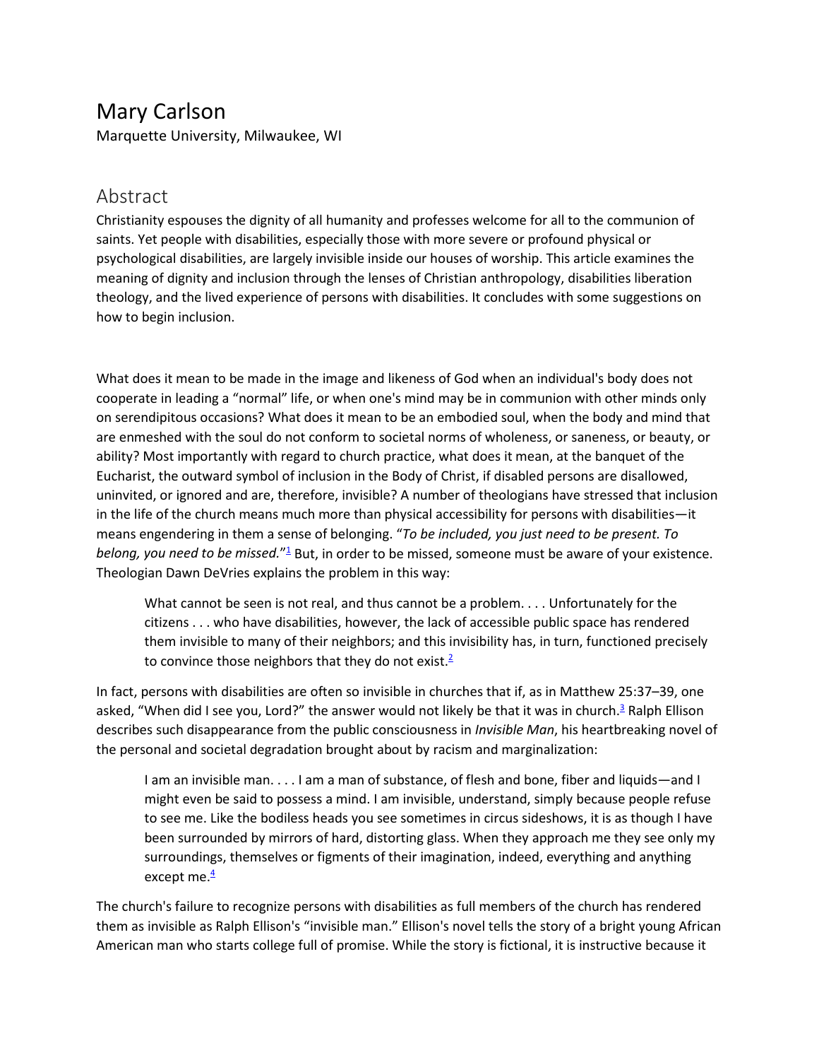# Mary Carlson

Marquette University, Milwaukee, WI

## Abstract

Christianity espouses the dignity of all humanity and professes welcome for all to the communion of saints. Yet people with disabilities, especially those with more severe or profound physical or psychological disabilities, are largely invisible inside our houses of worship. This article examines the meaning of dignity and inclusion through the lenses of Christian anthropology, disabilities liberation theology, and the lived experience of persons with disabilities. It concludes with some suggestions on how to begin inclusion.

What does it mean to be made in the image and likeness of God when an individual's body does not cooperate in leading a "normal" life, or when one's mind may be in communion with other minds only on serendipitous occasions? What does it mean to be an embodied soul, when the body and mind that are enmeshed with the soul do not conform to societal norms of wholeness, or saneness, or beauty, or ability? Most importantly with regard to church practice, what does it mean, at the banquet of the Eucharist, the outward symbol of inclusion in the Body of Christ, if disabled persons are disallowed, uninvited, or ignored and are, therefore, invisible? A number of theologians have stressed that inclusion in the life of the church means much more than physical accessibility for persons with disabilities—it means engendering in them a sense of belonging. "*To be included, you just need to be present. To belong, you need to be missed.*"[1] But, in order to be missed, someone must be aware of your existence. Theologian Dawn DeVries explains the problem in this way:

> What cannot be seen is not real, and thus cannot be a problem. . . . Unfortunately for the citizens . . . who have disabilities, however, the lack of accessible public space has rendered them invisible to many of their neighbors; and this invisibility has, in turn, functioned precisely to convince those neighbors that they do not exist.[2]

In fact, persons with disabilities are often so invisible in churches that if, as in Matthew 25:37–39, one asked, "When did I see you, Lord?" the answer would not likely be that it was in church.[3] Ralph Ellison describes such disappearance from the public consciousness in *Invisible Man*, his heartbreaking novel of the personal and societal degradation brought about by racism and marginalization:

> I am an invisible man. . . . I am a man of substance, of flesh and bone, fiber and liquids—and I might even be said to possess a mind. I am invisible, understand, simply because people refuse to see me. Like the bodiless heads you see sometimes in circus sideshows, it is as though I have been surrounded by mirrors of hard, distorting glass. When they approach me they see only my surroundings, themselves or figments of their imagination, indeed, everything and anything except me.[4]

The church's failure to recognize persons with disabilities as full members of the church has rendered them as invisible as Ralph Ellison's "invisible man." Ellison's novel tells the story of a bright young African American man who starts college full of promise. While the story is fictional, it is instructive because it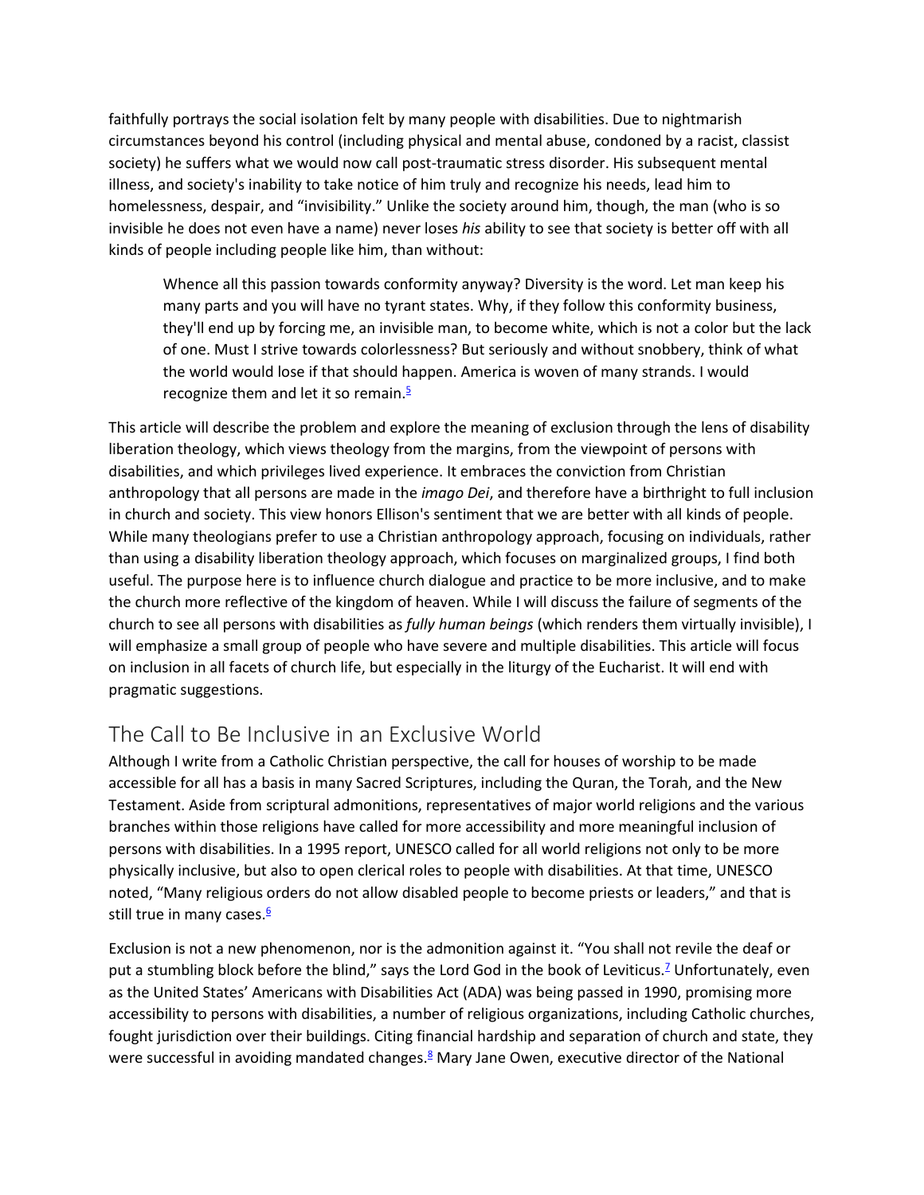faithfully portrays the social isolation felt by many people with disabilities. Due to nightmarish circumstances beyond his control (including physical and mental abuse, condoned by a racist, classist society) he suffers what we would now call post-traumatic stress disorder. His subsequent mental illness, and society's inability to take notice of him truly and recognize his needs, lead him to homelessness, despair, and "invisibility." Unlike the society around him, though, the man (who is so invisible he does not even have a name) never loses *his* ability to see that society is better off with all kinds of people including people like him, than without:

> Whence all this passion towards conformity anyway? Diversity is the word. Let man keep his many parts and you will have no tyrant states. Why, if they follow this conformity business, they'll end up by forcing me, an invisible man, to become white, which is not a color but the lack of one. Must I strive towards colorlessness? But seriously and without snobbery, think of what the world would lose if that should happen. America is woven of many strands. I would recognize them and let it so remain.[5]

This article will describe the problem and explore the meaning of exclusion through the lens of disability liberation theology, which views theology from the margins, from the viewpoint of persons with disabilities, and which privileges lived experience. It embraces the conviction from Christian anthropology that all persons are made in the *imago Dei*, and therefore have a birthright to full inclusion in church and society. This view honors Ellison's sentiment that we are better with all kinds of people. While many theologians prefer to use a Christian anthropology approach, focusing on individuals, rather than using a disability liberation theology approach, which focuses on marginalized groups, I find both useful. The purpose here is to influence church dialogue and practice to be more inclusive, and to make the church more reflective of the kingdom of heaven. While I will discuss the failure of segments of the church to see all persons with disabilities as *fully human beings* (which renders them virtually invisible), I will emphasize a small group of people who have severe and multiple disabilities. This article will focus on inclusion in all facets of church life, but especially in the liturgy of the Eucharist. It will end with pragmatic suggestions.

## The Call to Be Inclusive in an Exclusive World

Although I write from a Catholic Christian perspective, the call for houses of worship to be made accessible for all has a basis in many Sacred Scriptures, including the Quran, the Torah, and the New Testament. Aside from scriptural admonitions, representatives of major world religions and the various branches within those religions have called for more accessibility and more meaningful inclusion of persons with disabilities. In a 1995 report, UNESCO called for all world religions not only to be more physically inclusive, but also to open clerical roles to people with disabilities. At that time, UNESCO noted, "Many religious orders do not allow disabled people to become priests or leaders," and that is still true in many cases.[6]

Exclusion is not a new phenomenon, nor is the admonition against it. "You shall not revile the deaf or put a stumbling block before the blind," says the Lord God in the book of Leviticus.[7] Unfortunately, even as the United States' Americans with Disabilities Act (ADA) was being passed in 1990, promising more accessibility to persons with disabilities, a number of religious organizations, including Catholic churches, fought jurisdiction over their buildings. Citing financial hardship and separation of church and state, they were successful in avoiding mandated changes.[8] Mary Jane Owen, executive director of the National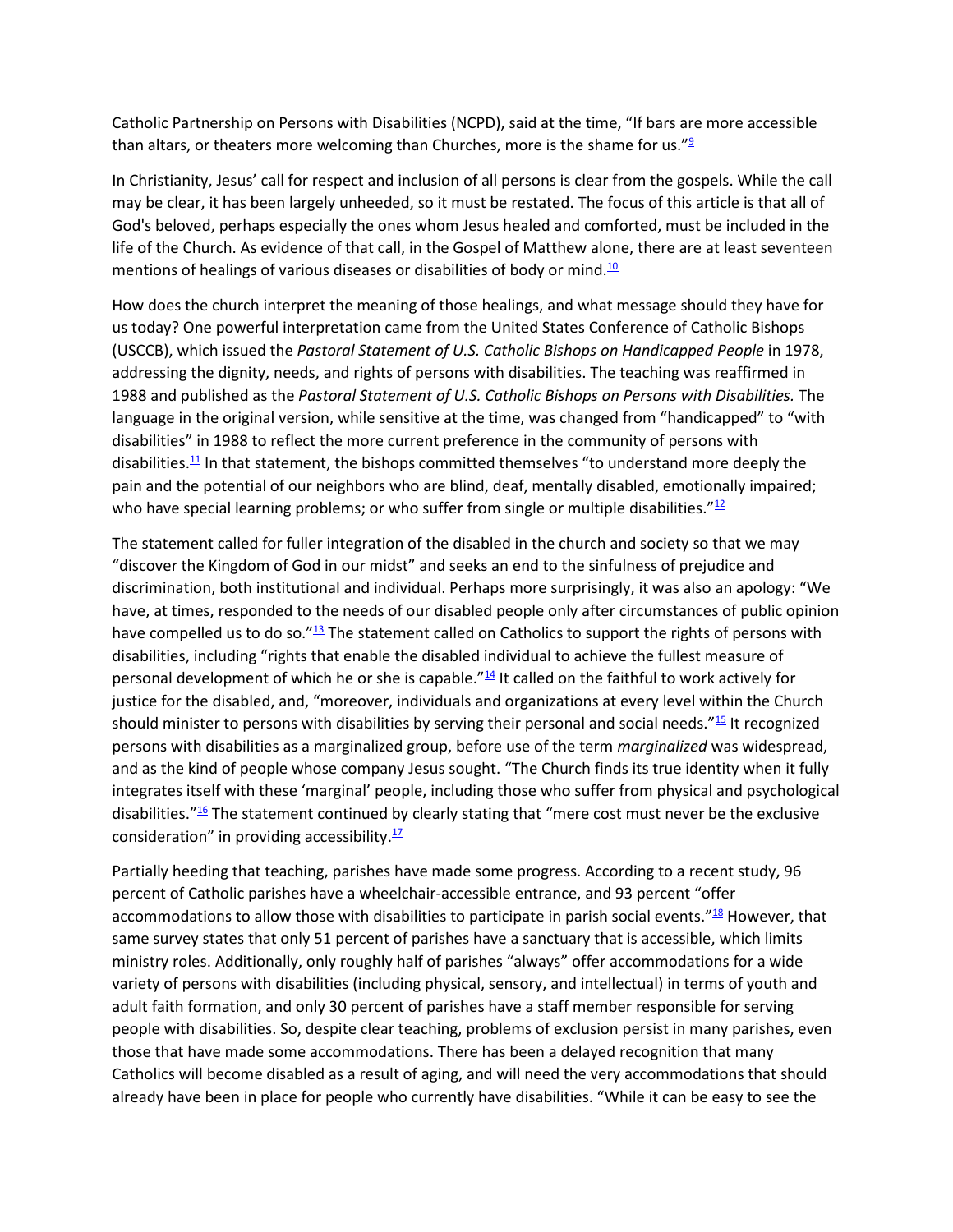Catholic Partnership on Persons with Disabilities (NCPD), said at the time, "If bars are more accessible than altars, or theaters more welcoming than Churches, more is the shame for us."[9]

In Christianity, Jesus' call for respect and inclusion of all persons is clear from the gospels. While the call may be clear, it has been largely unheeded, so it must be restated. The focus of this article is that all of God's beloved, perhaps especially the ones whom Jesus healed and comforted, must be included in the life of the Church. As evidence of that call, in the Gospel of Matthew alone, there are at least seventeen mentions of healings of various diseases or disabilities of body or mind.[10]

How does the church interpret the meaning of those healings, and what message should they have for us today? One powerful interpretation came from the United States Conference of Catholic Bishops (USCCB), which issued the *Pastoral Statement of U.S. Catholic Bishops on Handicapped People* in 1978, addressing the dignity, needs, and rights of persons with disabilities. The teaching was reaffirmed in 1988 and published as the *Pastoral Statement of U.S. Catholic Bishops on Persons with Disabilities.* The language in the original version, while sensitive at the time, was changed from "handicapped" to "with disabilities" in 1988 to reflect the more current preference in the community of persons with disabilities.[11] In that statement, the bishops committed themselves "to understand more deeply the pain and the potential of our neighbors who are blind, deaf, mentally disabled, emotionally impaired; who have special learning problems; or who suffer from single or multiple disabilities."[12]

The statement called for fuller integration of the disabled in the church and society so that we may "discover the Kingdom of God in our midst" and seeks an end to the sinfulness of prejudice and discrimination, both institutional and individual. Perhaps more surprisingly, it was also an apology: "We have, at times, responded to the needs of our disabled people only after circumstances of public opinion have compelled us to do so."[13] The statement called on Catholics to support the rights of persons with disabilities, including "rights that enable the disabled individual to achieve the fullest measure of personal development of which he or she is capable."[14] It called on the faithful to work actively for justice for the disabled, and, "moreover, individuals and organizations at every level within the Church should minister to persons with disabilities by serving their personal and social needs."[15] It recognized persons with disabilities as a marginalized group, before use of the term *marginalized* was widespread, and as the kind of people whose company Jesus sought. "The Church finds its true identity when it fully integrates itself with these 'marginal' people, including those who suffer from physical and psychological disabilities."[16] The statement continued by clearly stating that "mere cost must never be the exclusive consideration" in providing accessibility.[17]

Partially heeding that teaching, parishes have made some progress. According to a recent study, 96 percent of Catholic parishes have a wheelchair-accessible entrance, and 93 percent "offer accommodations to allow those with disabilities to participate in parish social events."[18] However, that same survey states that only 51 percent of parishes have a sanctuary that is accessible, which limits ministry roles. Additionally, only roughly half of parishes "always" offer accommodations for a wide variety of persons with disabilities (including physical, sensory, and intellectual) in terms of youth and adult faith formation, and only 30 percent of parishes have a staff member responsible for serving people with disabilities. So, despite clear teaching, problems of exclusion persist in many parishes, even those that have made some accommodations. There has been a delayed recognition that many Catholics will become disabled as a result of aging, and will need the very accommodations that should already have been in place for people who currently have disabilities. "While it can be easy to see the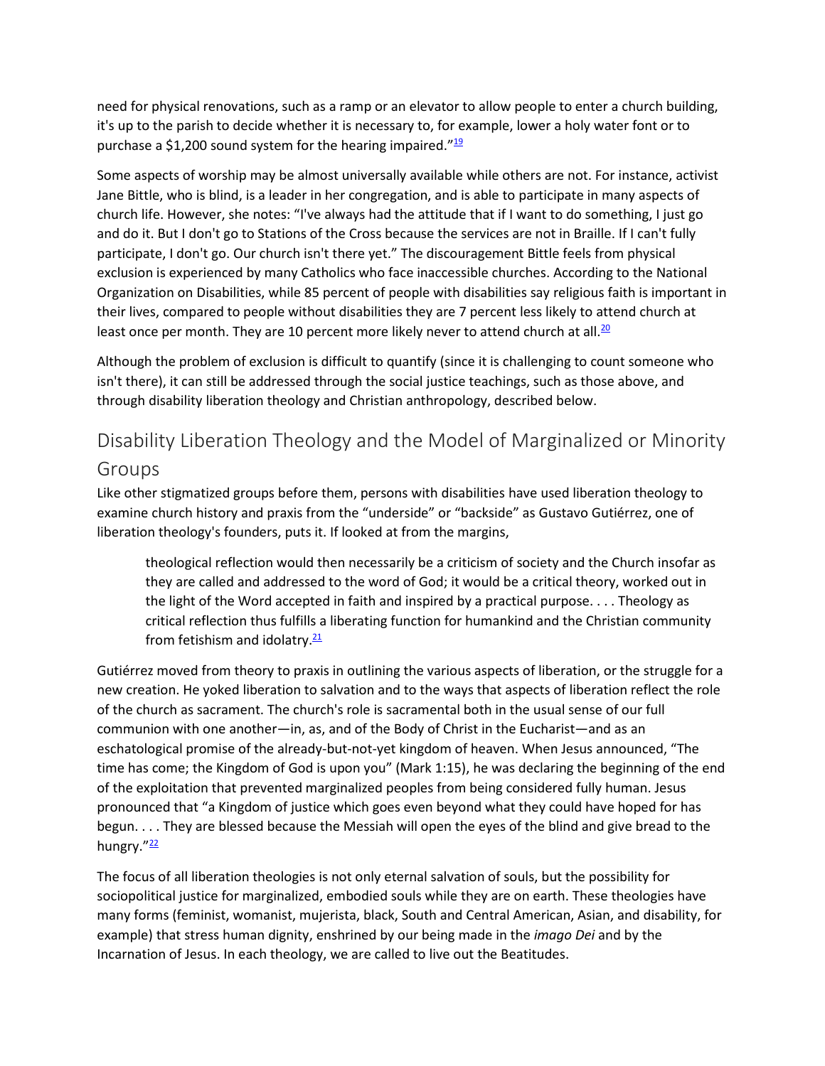need for physical renovations, such as a ramp or an elevator to allow people to enter a church building, it's up to the parish to decide whether it is necessary to, for example, lower a holy water font or to purchase a $1,200 sound system for the hearing impaired."[19]

Some aspects of worship may be almost universally available while others are not. For instance, activist Jane Bittle, who is blind, is a leader in her congregation, and is able to participate in many aspects of church life. However, she notes: "I've always had the attitude that if I want to do something, I just go and do it. But I don't go to Stations of the Cross because the services are not in Braille. If I can't fully participate, I don't go. Our church isn't there yet." The discouragement Bittle feels from physical exclusion is experienced by many Catholics who face inaccessible churches. According to the National Organization on Disabilities, while 85 percent of people with disabilities say religious faith is important in their lives, compared to people without disabilities they are 7 percent less likely to attend church at least once per month. They are 10 percent more likely never to attend church at all.[20]

Although the problem of exclusion is difficult to quantify (since it is challenging to count someone who isn't there), it can still be addressed through the social justice teachings, such as those above, and through disability liberation theology and Christian anthropology, described below.

## Disability Liberation Theology and the Model of Marginalized or Minority Groups

Like other stigmatized groups before them, persons with disabilities have used liberation theology to examine church history and praxis from the "underside" or "backside" as Gustavo Gutiérrez, one of liberation theology's founders, puts it. If looked at from the margins,

> theological reflection would then necessarily be a criticism of society and the Church insofar as they are called and addressed to the word of God; it would be a critical theory, worked out in the light of the Word accepted in faith and inspired by a practical purpose. . . . Theology as critical reflection thus fulfills a liberating function for humankind and the Christian community from fetishism and idolatry.[21]

Gutiérrez moved from theory to praxis in outlining the various aspects of liberation, or the struggle for a new creation. He yoked liberation to salvation and to the ways that aspects of liberation reflect the role of the church as sacrament. The church's role is sacramental both in the usual sense of our full communion with one another—in, as, and of the Body of Christ in the Eucharist—and as an eschatological promise of the already-but-not-yet kingdom of heaven. When Jesus announced, "The time has come; the Kingdom of God is upon you" (Mark 1:15), he was declaring the beginning of the end of the exploitation that prevented marginalized peoples from being considered fully human. Jesus pronounced that "a Kingdom of justice which goes even beyond what they could have hoped for has begun. . . . They are blessed because the Messiah will open the eyes of the blind and give bread to the hungry."[22]

The focus of all liberation theologies is not only eternal salvation of souls, but the possibility for sociopolitical justice for marginalized, embodied souls while they are on earth. These theologies have many forms (feminist, womanist, mujerista, black, South and Central American, Asian, and disability, for example) that stress human dignity, enshrined by our being made in the *imago Dei* and by the Incarnation of Jesus. In each theology, we are called to live out the Beatitudes.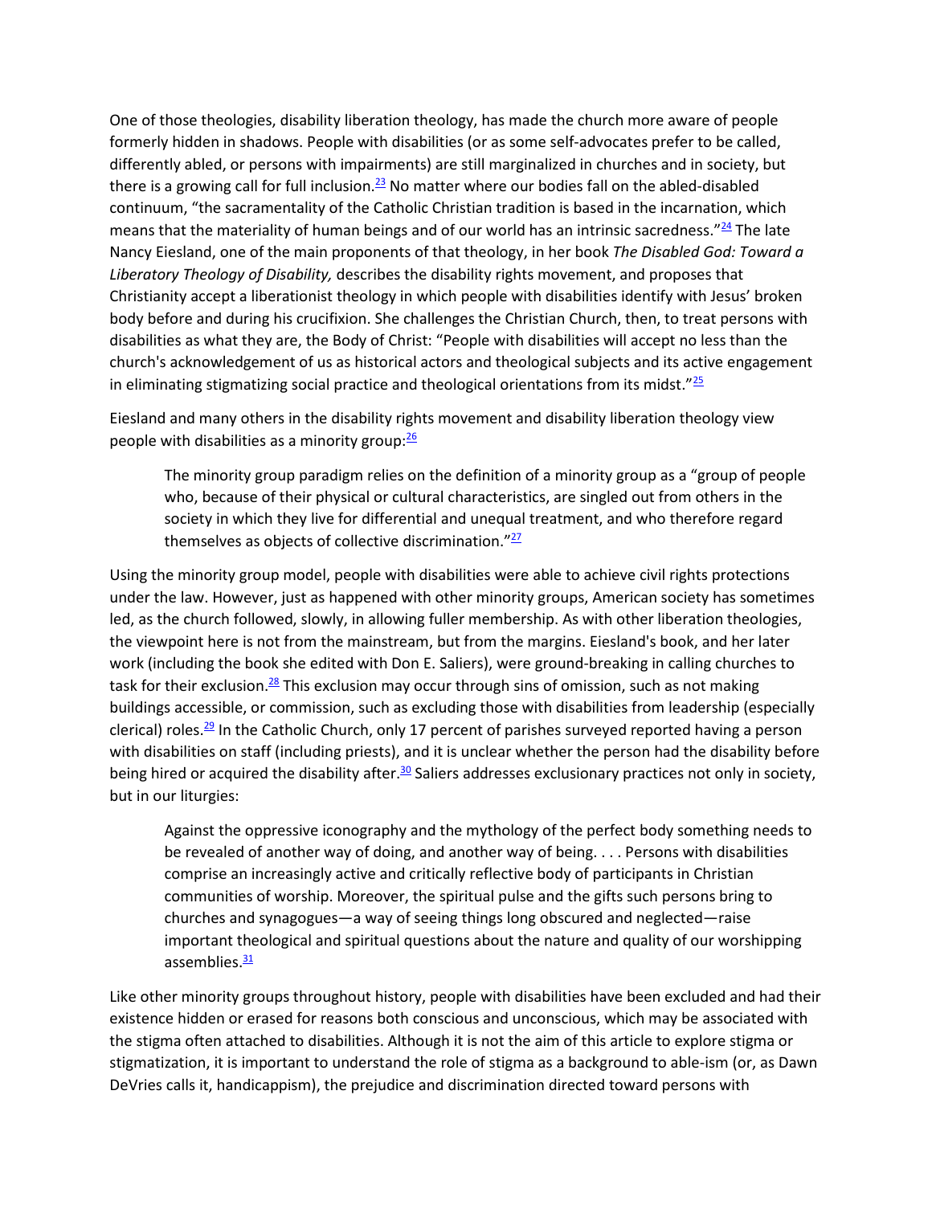One of those theologies, disability liberation theology, has made the church more aware of people formerly hidden in shadows. People with disabilities (or as some self-advocates prefer to be called, differently abled, or persons with impairments) are still marginalized in churches and in society, but there is a growing call for full inclusion.[23] No matter where our bodies fall on the abled-disabled continuum, "the sacramentality of the Catholic Christian tradition is based in the incarnation, which means that the materiality of human beings and of our world has an intrinsic sacredness."[24] The late Nancy Eiesland, one of the main proponents of that theology, in her book *The Disabled God: Toward a Liberatory Theology of Disability,* describes the disability rights movement, and proposes that Christianity accept a liberationist theology in which people with disabilities identify with Jesus' broken body before and during his crucifixion. She challenges the Christian Church, then, to treat persons with disabilities as what they are, the Body of Christ: "People with disabilities will accept no less than the church's acknowledgement of us as historical actors and theological subjects and its active engagement in eliminating stigmatizing social practice and theological orientations from its midst."[25]

Eiesland and many others in the disability rights movement and disability liberation theology view people with disabilities as a minority group:[26]

> The minority group paradigm relies on the definition of a minority group as a "group of people who, because of their physical or cultural characteristics, are singled out from others in the society in which they live for differential and unequal treatment, and who therefore regard themselves as objects of collective discrimination."[27]

Using the minority group model, people with disabilities were able to achieve civil rights protections under the law. However, just as happened with other minority groups, American society has sometimes led, as the church followed, slowly, in allowing fuller membership. As with other liberation theologies, the viewpoint here is not from the mainstream, but from the margins. Eiesland's book, and her later work (including the book she edited with Don E. Saliers), were ground-breaking in calling churches to task for their exclusion.[28] This exclusion may occur through sins of omission, such as not making buildings accessible, or commission, such as excluding those with disabilities from leadership (especially clerical) roles.[29] In the Catholic Church, only 17 percent of parishes surveyed reported having a person with disabilities on staff (including priests), and it is unclear whether the person had the disability before being hired or acquired the disability after.[30] Saliers addresses exclusionary practices not only in society, but in our liturgies:

> Against the oppressive iconography and the mythology of the perfect body something needs to be revealed of another way of doing, and another way of being. . . . Persons with disabilities comprise an increasingly active and critically reflective body of participants in Christian communities of worship. Moreover, the spiritual pulse and the gifts such persons bring to churches and synagogues—a way of seeing things long obscured and neglected—raise important theological and spiritual questions about the nature and quality of our worshipping assemblies.[31]

Like other minority groups throughout history, people with disabilities have been excluded and had their existence hidden or erased for reasons both conscious and unconscious, which may be associated with the stigma often attached to disabilities. Although it is not the aim of this article to explore stigma or stigmatization, it is important to understand the role of stigma as a background to able-ism (or, as Dawn DeVries calls it, handicappism), the prejudice and discrimination directed toward persons with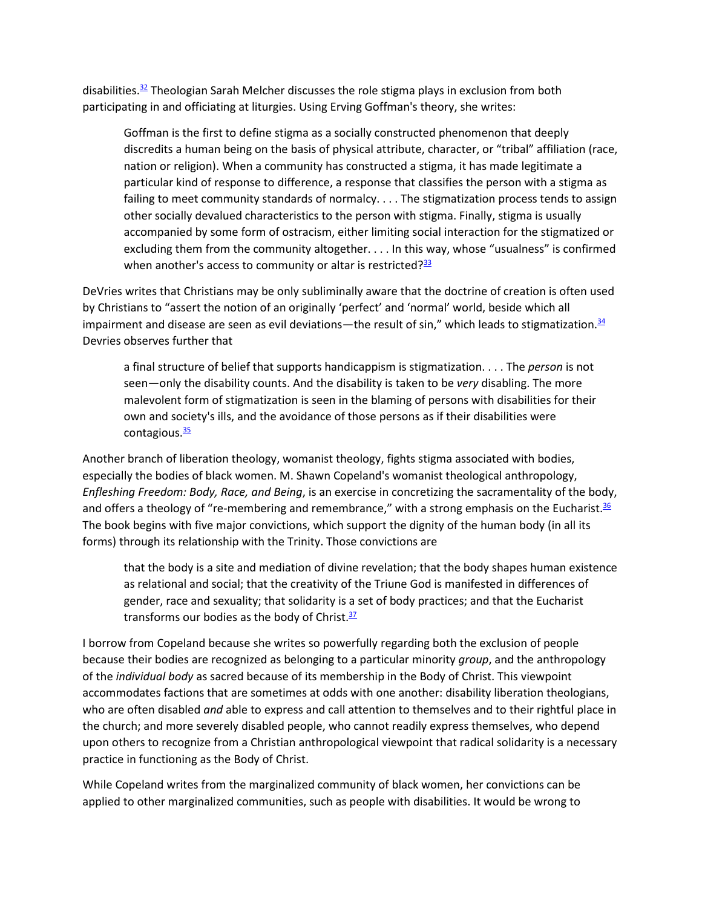disabilities.[32] Theologian Sarah Melcher discusses the role stigma plays in exclusion from both participating in and officiating at liturgies. Using Erving Goffman's theory, she writes:

> Goffman is the first to define stigma as a socially constructed phenomenon that deeply discredits a human being on the basis of physical attribute, character, or "tribal" affiliation (race, nation or religion). When a community has constructed a stigma, it has made legitimate a particular kind of response to difference, a response that classifies the person with a stigma as failing to meet community standards of normalcy. . . . The stigmatization process tends to assign other socially devalued characteristics to the person with stigma. Finally, stigma is usually accompanied by some form of ostracism, either limiting social interaction for the stigmatized or excluding them from the community altogether. . . . In this way, whose "usualness" is confirmed when another's access to community or altar is restricted?[33]

DeVries writes that Christians may be only subliminally aware that the doctrine of creation is often used by Christians to "assert the notion of an originally 'perfect' and 'normal' world, beside which all impairment and disease are seen as evil deviations—the result of sin," which leads to stigmatization.[34] Devries observes further that

> a final structure of belief that supports handicappism is stigmatization. . . . The *person* is not seen—only the disability counts. And the disability is taken to be *very* disabling. The more malevolent form of stigmatization is seen in the blaming of persons with disabilities for their own and society's ills, and the avoidance of those persons as if their disabilities were contagious.[35]

Another branch of liberation theology, womanist theology, fights stigma associated with bodies, especially the bodies of black women. M. Shawn Copeland's womanist theological anthropology, *Enfleshing Freedom: Body, Race, and Being*, is an exercise in concretizing the sacramentality of the body, and offers a theology of "re-membering and remembrance," with a strong emphasis on the Eucharist.[36] The book begins with five major convictions, which support the dignity of the human body (in all its forms) through its relationship with the Trinity. Those convictions are

> that the body is a site and mediation of divine revelation; that the body shapes human existence as relational and social; that the creativity of the Triune God is manifested in differences of gender, race and sexuality; that solidarity is a set of body practices; and that the Eucharist transforms our bodies as the body of Christ.[37]

I borrow from Copeland because she writes so powerfully regarding both the exclusion of people because their bodies are recognized as belonging to a particular minority *group*, and the anthropology of the *individual body* as sacred because of its membership in the Body of Christ. This viewpoint accommodates factions that are sometimes at odds with one another: disability liberation theologians, who are often disabled *and* able to express and call attention to themselves and to their rightful place in the church; and more severely disabled people, who cannot readily express themselves, who depend upon others to recognize from a Christian anthropological viewpoint that radical solidarity is a necessary practice in functioning as the Body of Christ.

While Copeland writes from the marginalized community of black women, her convictions can be applied to other marginalized communities, such as people with disabilities. It would be wrong to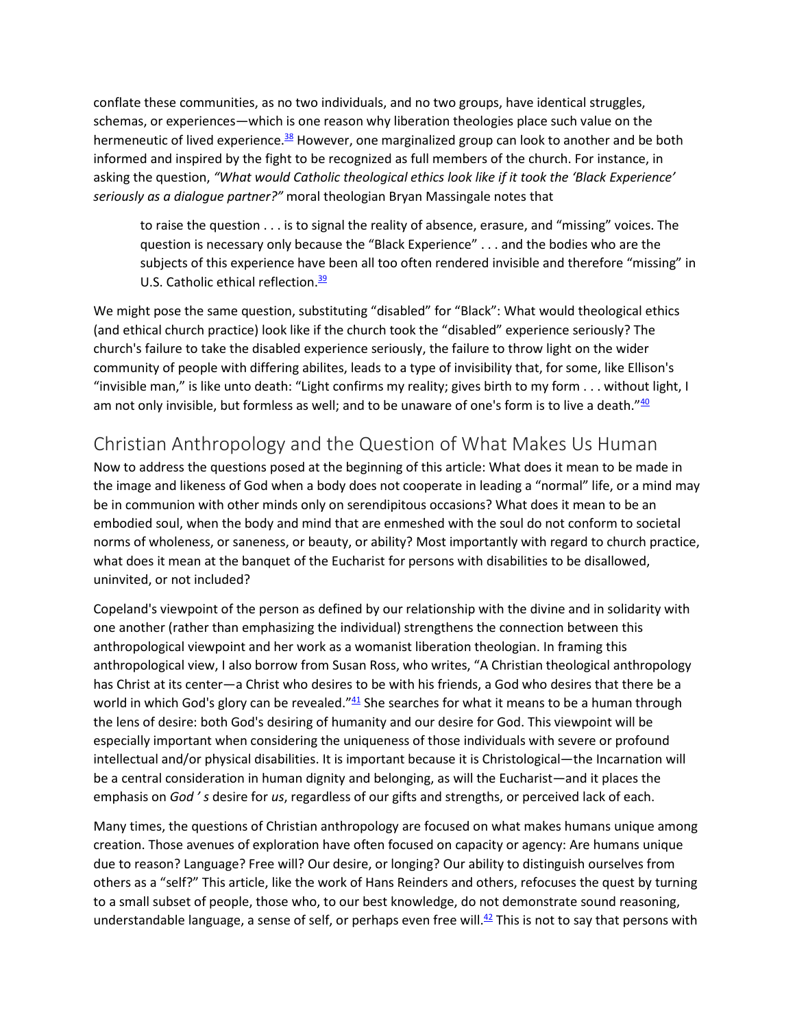conflate these communities, as no two individuals, and no two groups, have identical struggles, schemas, or experiences—which is one reason why liberation theologies place such value on the hermeneutic of lived experience.[38] However, one marginalized group can look to another and be both informed and inspired by the fight to be recognized as full members of the church. For instance, in asking the question, *"What would Catholic theological ethics look like if it took the 'Black Experience' seriously as a dialogue partner?"* moral theologian Bryan Massingale notes that

> to raise the question . . . is to signal the reality of absence, erasure, and "missing" voices. The question is necessary only because the "Black Experience" . . . and the bodies who are the subjects of this experience have been all too often rendered invisible and therefore "missing" in U.S. Catholic ethical reflection.[39]

We might pose the same question, substituting "disabled" for "Black": What would theological ethics (and ethical church practice) look like if the church took the "disabled" experience seriously? The church's failure to take the disabled experience seriously, the failure to throw light on the wider community of people with differing abilites, leads to a type of invisibility that, for some, like Ellison's "invisible man," is like unto death: "Light confirms my reality; gives birth to my form . . . without light, I am not only invisible, but formless as well; and to be unaware of one's form is to live a death."[40]

## Christian Anthropology and the Question of What Makes Us Human

Now to address the questions posed at the beginning of this article: What does it mean to be made in the image and likeness of God when a body does not cooperate in leading a "normal" life, or a mind may be in communion with other minds only on serendipitous occasions? What does it mean to be an embodied soul, when the body and mind that are enmeshed with the soul do not conform to societal norms of wholeness, or saneness, or beauty, or ability? Most importantly with regard to church practice, what does it mean at the banquet of the Eucharist for persons with disabilities to be disallowed, uninvited, or not included?

Copeland's viewpoint of the person as defined by our relationship with the divine and in solidarity with one another (rather than emphasizing the individual) strengthens the connection between this anthropological viewpoint and her work as a womanist liberation theologian. In framing this anthropological view, I also borrow from Susan Ross, who writes, "A Christian theological anthropology has Christ at its center—a Christ who desires to be with his friends, a God who desires that there be a world in which God's glory can be revealed."[41] She searches for what it means to be a human through the lens of desire: both God's desiring of humanity and our desire for God. This viewpoint will be especially important when considering the uniqueness of those individuals with severe or profound intellectual and/or physical disabilities. It is important because it is Christological—the Incarnation will be a central consideration in human dignity and belonging, as will the Eucharist—and it places the emphasis on *God ' s* desire for *us*, regardless of our gifts and strengths, or perceived lack of each.

Many times, the questions of Christian anthropology are focused on what makes humans unique among creation. Those avenues of exploration have often focused on capacity or agency: Are humans unique due to reason? Language? Free will? Our desire, or longing? Our ability to distinguish ourselves from others as a "self?" This article, like the work of Hans Reinders and others, refocuses the quest by turning to a small subset of people, those who, to our best knowledge, do not demonstrate sound reasoning, understandable language, a sense of self, or perhaps even free will.[42] This is not to say that persons with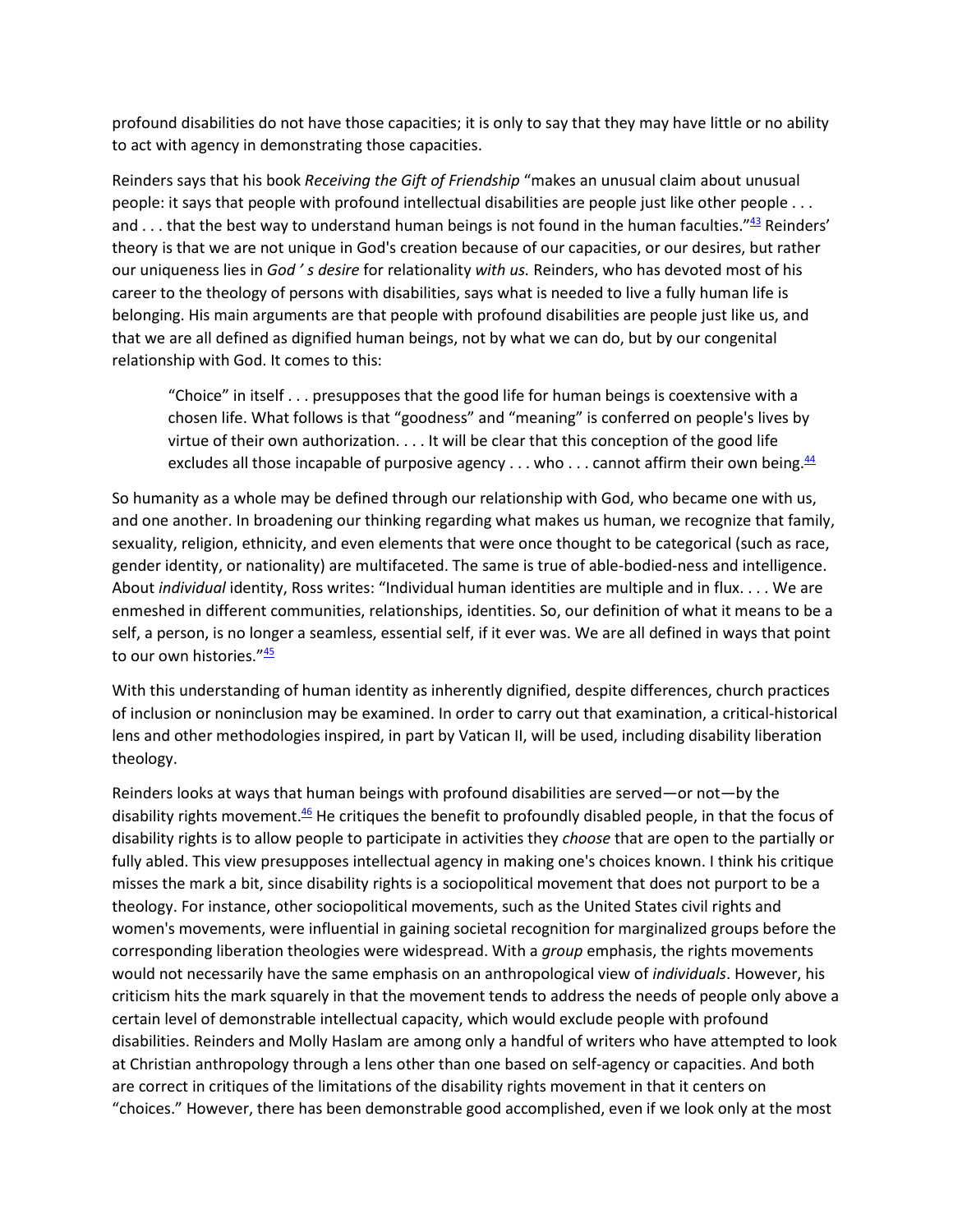profound disabilities do not have those capacities; it is only to say that they may have little or no ability to act with agency in demonstrating those capacities.

Reinders says that his book *Receiving the Gift of Friendship* "makes an unusual claim about unusual people: it says that people with profound intellectual disabilities are people just like other people . . . and . . . that the best way to understand human beings is not found in the human faculties."[43] Reinders' theory is that we are not unique in God's creation because of our capacities, or our desires, but rather our uniqueness lies in *God ' s desire* for relationality *with us.* Reinders, who has devoted most of his career to the theology of persons with disabilities, says what is needed to live a fully human life is belonging. His main arguments are that people with profound disabilities are people just like us, and that we are all defined as dignified human beings, not by what we can do, but by our congenital relationship with God. It comes to this:

> "Choice" in itself . . . presupposes that the good life for human beings is coextensive with a chosen life. What follows is that "goodness" and "meaning" is conferred on people's lives by virtue of their own authorization. . . . It will be clear that this conception of the good life excludes all those incapable of purposive agency . . . who . . . cannot affirm their own being.[44]

So humanity as a whole may be defined through our relationship with God, who became one with us, and one another. In broadening our thinking regarding what makes us human, we recognize that family, sexuality, religion, ethnicity, and even elements that were once thought to be categorical (such as race, gender identity, or nationality) are multifaceted. The same is true of able-bodied-ness and intelligence. About *individual* identity, Ross writes: "Individual human identities are multiple and in flux. . . . We are enmeshed in different communities, relationships, identities. So, our definition of what it means to be a self, a person, is no longer a seamless, essential self, if it ever was. We are all defined in ways that point to our own histories."[45]

With this understanding of human identity as inherently dignified, despite differences, church practices of inclusion or noninclusion may be examined. In order to carry out that examination, a critical-historical lens and other methodologies inspired, in part by Vatican II, will be used, including disability liberation theology.

Reinders looks at ways that human beings with profound disabilities are served—or not—by the disability rights movement.[46] He critiques the benefit to profoundly disabled people, in that the focus of disability rights is to allow people to participate in activities they *choose* that are open to the partially or fully abled. This view presupposes intellectual agency in making one's choices known. I think his critique misses the mark a bit, since disability rights is a sociopolitical movement that does not purport to be a theology. For instance, other sociopolitical movements, such as the United States civil rights and women's movements, were influential in gaining societal recognition for marginalized groups before the corresponding liberation theologies were widespread. With a *group* emphasis, the rights movements would not necessarily have the same emphasis on an anthropological view of *individuals*. However, his criticism hits the mark squarely in that the movement tends to address the needs of people only above a certain level of demonstrable intellectual capacity, which would exclude people with profound disabilities. Reinders and Molly Haslam are among only a handful of writers who have attempted to look at Christian anthropology through a lens other than one based on self-agency or capacities. And both are correct in critiques of the limitations of the disability rights movement in that it centers on "choices." However, there has been demonstrable good accomplished, even if we look only at the most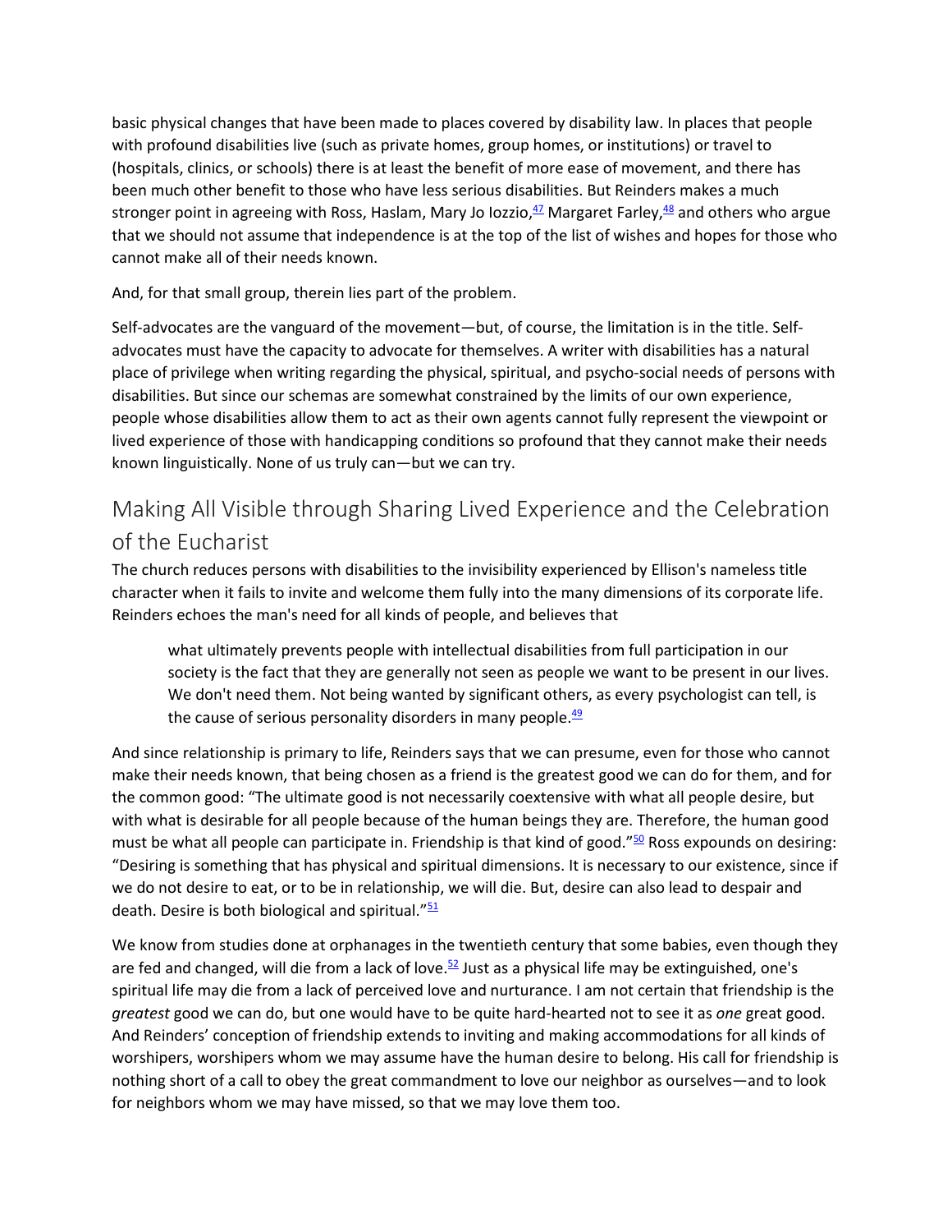basic physical changes that have been made to places covered by disability law. In places that people with profound disabilities live (such as private homes, group homes, or institutions) or travel to (hospitals, clinics, or schools) there is at least the benefit of more ease of movement, and there has been much other benefit to those who have less serious disabilities. But Reinders makes a much stronger point in agreeing with Ross, Haslam, Mary Jo Iozzio,[47] Margaret Farley,[48] and others who argue that we should not assume that independence is at the top of the list of wishes and hopes for those who cannot make all of their needs known.

And, for that small group, therein lies part of the problem.

Self-advocates are the vanguard of the movement—but, of course, the limitation is in the title. Self-advocates must have the capacity to advocate for themselves. A writer with disabilities has a natural place of privilege when writing regarding the physical, spiritual, and psycho-social needs of persons with disabilities. But since our schemas are somewhat constrained by the limits of our own experience, people whose disabilities allow them to act as their own agents cannot fully represent the viewpoint or lived experience of those with handicapping conditions so profound that they cannot make their needs known linguistically. None of us truly can—but we can try.

## Making All Visible through Sharing Lived Experience and the Celebration of the Eucharist

The church reduces persons with disabilities to the invisibility experienced by Ellison's nameless title character when it fails to invite and welcome them fully into the many dimensions of its corporate life. Reinders echoes the man's need for all kinds of people, and believes that

> what ultimately prevents people with intellectual disabilities from full participation in our society is the fact that they are generally not seen as people we want to be present in our lives. We don't need them. Not being wanted by significant others, as every psychologist can tell, is the cause of serious personality disorders in many people.[49]

And since relationship is primary to life, Reinders says that we can presume, even for those who cannot make their needs known, that being chosen as a friend is the greatest good we can do for them, and for the common good: "The ultimate good is not necessarily coextensive with what all people desire, but with what is desirable for all people because of the human beings they are. Therefore, the human good must be what all people can participate in. Friendship is that kind of good."[50] Ross expounds on desiring: "Desiring is something that has physical and spiritual dimensions. It is necessary to our existence, since if we do not desire to eat, or to be in relationship, we will die. But, desire can also lead to despair and death. Desire is both biological and spiritual."[51]

We know from studies done at orphanages in the twentieth century that some babies, even though they are fed and changed, will die from a lack of love.[52] Just as a physical life may be extinguished, one's spiritual life may die from a lack of perceived love and nurturance. I am not certain that friendship is the *greatest* good we can do, but one would have to be quite hard-hearted not to see it as *one* great good. And Reinders' conception of friendship extends to inviting and making accommodations for all kinds of worshipers, worshipers whom we may assume have the human desire to belong. His call for friendship is nothing short of a call to obey the great commandment to love our neighbor as ourselves—and to look for neighbors whom we may have missed, so that we may love them too.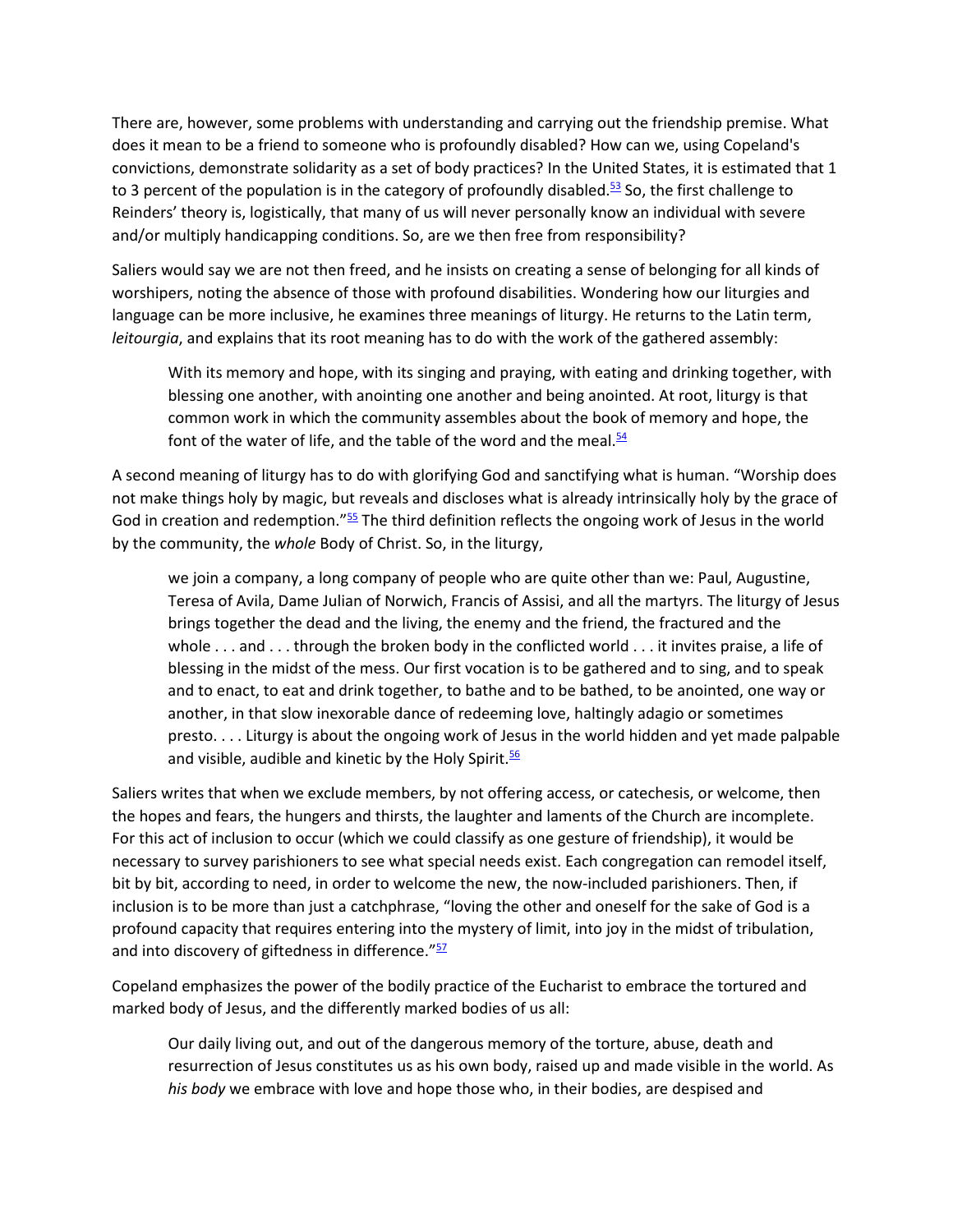There are, however, some problems with understanding and carrying out the friendship premise. What does it mean to be a friend to someone who is profoundly disabled? How can we, using Copeland's convictions, demonstrate solidarity as a set of body practices? In the United States, it is estimated that 1 to 3 percent of the population is in the category of profoundly disabled.[53] So, the first challenge to Reinders' theory is, logistically, that many of us will never personally know an individual with severe and/or multiply handicapping conditions. So, are we then free from responsibility?

Saliers would say we are not then freed, and he insists on creating a sense of belonging for all kinds of worshipers, noting the absence of those with profound disabilities. Wondering how our liturgies and language can be more inclusive, he examines three meanings of liturgy. He returns to the Latin term, *leitourgia*, and explains that its root meaning has to do with the work of the gathered assembly:

> With its memory and hope, with its singing and praying, with eating and drinking together, with blessing one another, with anointing one another and being anointed. At root, liturgy is that common work in which the community assembles about the book of memory and hope, the font of the water of life, and the table of the word and the meal.[54]

A second meaning of liturgy has to do with glorifying God and sanctifying what is human. "Worship does not make things holy by magic, but reveals and discloses what is already intrinsically holy by the grace of God in creation and redemption."[55] The third definition reflects the ongoing work of Jesus in the world by the community, the *whole* Body of Christ. So, in the liturgy,

> we join a company, a long company of people who are quite other than we: Paul, Augustine, Teresa of Avila, Dame Julian of Norwich, Francis of Assisi, and all the martyrs. The liturgy of Jesus brings together the dead and the living, the enemy and the friend, the fractured and the whole . . . and . . . through the broken body in the conflicted world . . . it invites praise, a life of blessing in the midst of the mess. Our first vocation is to be gathered and to sing, and to speak and to enact, to eat and drink together, to bathe and to be bathed, to be anointed, one way or another, in that slow inexorable dance of redeeming love, haltingly adagio or sometimes presto. . . . Liturgy is about the ongoing work of Jesus in the world hidden and yet made palpable and visible, audible and kinetic by the Holy Spirit.[56]

Saliers writes that when we exclude members, by not offering access, or catechesis, or welcome, then the hopes and fears, the hungers and thirsts, the laughter and laments of the Church are incomplete. For this act of inclusion to occur (which we could classify as one gesture of friendship), it would be necessary to survey parishioners to see what special needs exist. Each congregation can remodel itself, bit by bit, according to need, in order to welcome the new, the now-included parishioners. Then, if inclusion is to be more than just a catchphrase, "loving the other and oneself for the sake of God is a profound capacity that requires entering into the mystery of limit, into joy in the midst of tribulation, and into discovery of giftedness in difference."[57]

Copeland emphasizes the power of the bodily practice of the Eucharist to embrace the tortured and marked body of Jesus, and the differently marked bodies of us all:

> Our daily living out, and out of the dangerous memory of the torture, abuse, death and resurrection of Jesus constitutes us as his own body, raised up and made visible in the world. As *his body* we embrace with love and hope those who, in their bodies, are despised and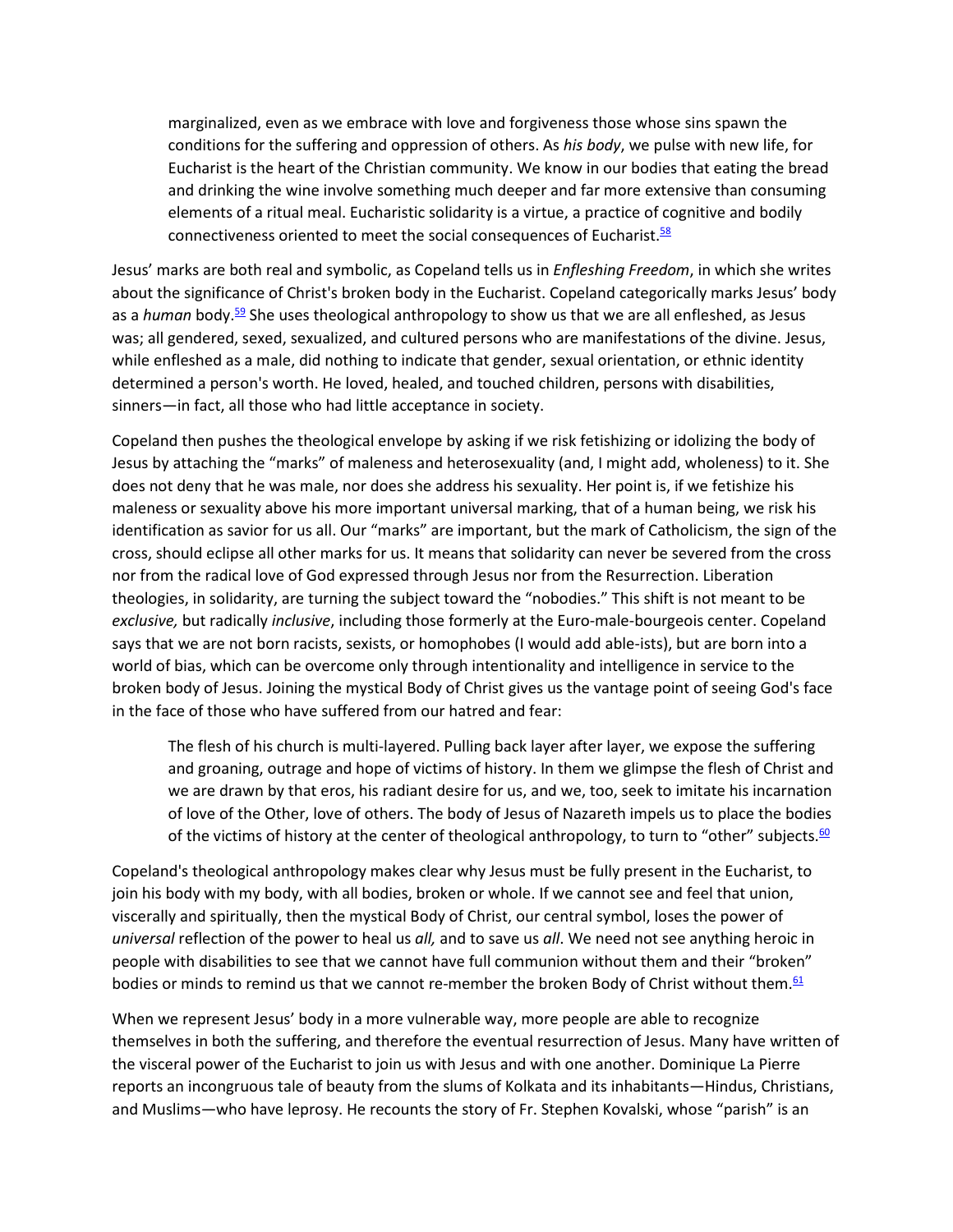> marginalized, even as we embrace with love and forgiveness those whose sins spawn the conditions for the suffering and oppression of others. As *his body*, we pulse with new life, for Eucharist is the heart of the Christian community. We know in our bodies that eating the bread and drinking the wine involve something much deeper and far more extensive than consuming elements of a ritual meal. Eucharistic solidarity is a virtue, a practice of cognitive and bodily connectiveness oriented to meet the social consequences of Eucharist.[58]

Jesus' marks are both real and symbolic, as Copeland tells us in *Enfleshing Freedom*, in which she writes about the significance of Christ's broken body in the Eucharist. Copeland categorically marks Jesus' body as a *human* body.[59] She uses theological anthropology to show us that we are all enfleshed, as Jesus was; all gendered, sexed, sexualized, and cultured persons who are manifestations of the divine. Jesus, while enfleshed as a male, did nothing to indicate that gender, sexual orientation, or ethnic identity determined a person's worth. He loved, healed, and touched children, persons with disabilities, sinners—in fact, all those who had little acceptance in society.

Copeland then pushes the theological envelope by asking if we risk fetishizing or idolizing the body of Jesus by attaching the "marks" of maleness and heterosexuality (and, I might add, wholeness) to it. She does not deny that he was male, nor does she address his sexuality. Her point is, if we fetishize his maleness or sexuality above his more important universal marking, that of a human being, we risk his identification as savior for us all. Our "marks" are important, but the mark of Catholicism, the sign of the cross, should eclipse all other marks for us. It means that solidarity can never be severed from the cross nor from the radical love of God expressed through Jesus nor from the Resurrection. Liberation theologies, in solidarity, are turning the subject toward the "nobodies." This shift is not meant to be *exclusive,* but radically *inclusive*, including those formerly at the Euro-male-bourgeois center. Copeland says that we are not born racists, sexists, or homophobes (I would add able-ists), but are born into a world of bias, which can be overcome only through intentionality and intelligence in service to the broken body of Jesus. Joining the mystical Body of Christ gives us the vantage point of seeing God's face in the face of those who have suffered from our hatred and fear:

> The flesh of his church is multi-layered. Pulling back layer after layer, we expose the suffering and groaning, outrage and hope of victims of history. In them we glimpse the flesh of Christ and we are drawn by that eros, his radiant desire for us, and we, too, seek to imitate his incarnation of love of the Other, love of others. The body of Jesus of Nazareth impels us to place the bodies of the victims of history at the center of theological anthropology, to turn to "other" subjects.[60]

Copeland's theological anthropology makes clear why Jesus must be fully present in the Eucharist, to join his body with my body, with all bodies, broken or whole. If we cannot see and feel that union, viscerally and spiritually, then the mystical Body of Christ, our central symbol, loses the power of *universal* reflection of the power to heal us *all,* and to save us *all*. We need not see anything heroic in people with disabilities to see that we cannot have full communion without them and their "broken" bodies or minds to remind us that we cannot re-member the broken Body of Christ without them.[61]

When we represent Jesus' body in a more vulnerable way, more people are able to recognize themselves in both the suffering, and therefore the eventual resurrection of Jesus. Many have written of the visceral power of the Eucharist to join us with Jesus and with one another. Dominique La Pierre reports an incongruous tale of beauty from the slums of Kolkata and its inhabitants—Hindus, Christians, and Muslims—who have leprosy. He recounts the story of Fr. Stephen Kovalski, whose "parish" is an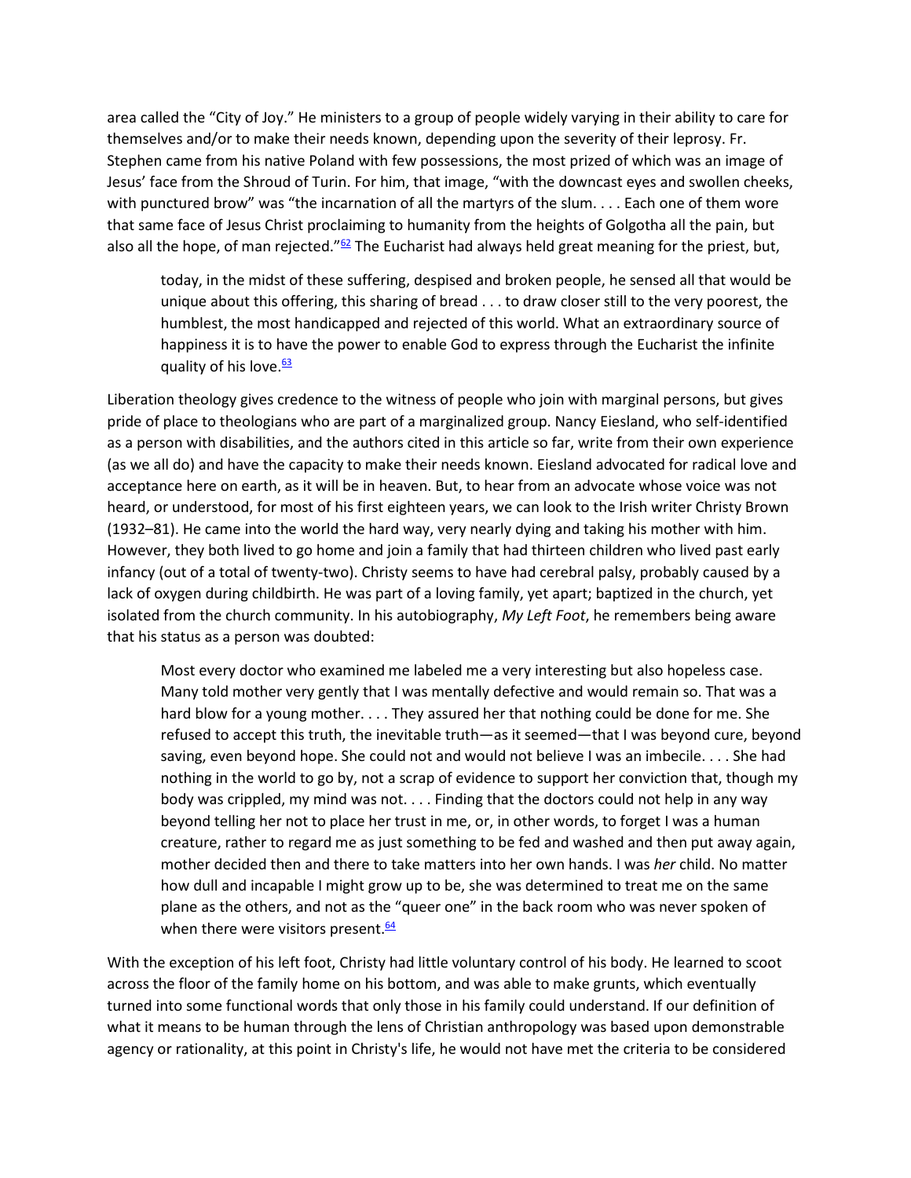area called the "City of Joy." He ministers to a group of people widely varying in their ability to care for themselves and/or to make their needs known, depending upon the severity of their leprosy. Fr. Stephen came from his native Poland with few possessions, the most prized of which was an image of Jesus' face from the Shroud of Turin. For him, that image, "with the downcast eyes and swollen cheeks, with punctured brow" was "the incarnation of all the martyrs of the slum. . . . Each one of them wore that same face of Jesus Christ proclaiming to humanity from the heights of Golgotha all the pain, but also all the hope, of man rejected."[62] The Eucharist had always held great meaning for the priest, but,

> today, in the midst of these suffering, despised and broken people, he sensed all that would be unique about this offering, this sharing of bread . . . to draw closer still to the very poorest, the humblest, the most handicapped and rejected of this world. What an extraordinary source of happiness it is to have the power to enable God to express through the Eucharist the infinite quality of his love.[63]

Liberation theology gives credence to the witness of people who join with marginal persons, but gives pride of place to theologians who are part of a marginalized group. Nancy Eiesland, who self-identified as a person with disabilities, and the authors cited in this article so far, write from their own experience (as we all do) and have the capacity to make their needs known. Eiesland advocated for radical love and acceptance here on earth, as it will be in heaven. But, to hear from an advocate whose voice was not heard, or understood, for most of his first eighteen years, we can look to the Irish writer Christy Brown (1932–81). He came into the world the hard way, very nearly dying and taking his mother with him. However, they both lived to go home and join a family that had thirteen children who lived past early infancy (out of a total of twenty-two). Christy seems to have had cerebral palsy, probably caused by a lack of oxygen during childbirth. He was part of a loving family, yet apart; baptized in the church, yet isolated from the church community. In his autobiography, *My Left Foot*, he remembers being aware that his status as a person was doubted:

> Most every doctor who examined me labeled me a very interesting but also hopeless case. Many told mother very gently that I was mentally defective and would remain so. That was a hard blow for a young mother. . . . They assured her that nothing could be done for me. She refused to accept this truth, the inevitable truth—as it seemed—that I was beyond cure, beyond saving, even beyond hope. She could not and would not believe I was an imbecile. . . . She had nothing in the world to go by, not a scrap of evidence to support her conviction that, though my body was crippled, my mind was not. . . . Finding that the doctors could not help in any way beyond telling her not to place her trust in me, or, in other words, to forget I was a human creature, rather to regard me as just something to be fed and washed and then put away again, mother decided then and there to take matters into her own hands. I was *her* child. No matter how dull and incapable I might grow up to be, she was determined to treat me on the same plane as the others, and not as the "queer one" in the back room who was never spoken of when there were visitors present.[64]

With the exception of his left foot, Christy had little voluntary control of his body. He learned to scoot across the floor of the family home on his bottom, and was able to make grunts, which eventually turned into some functional words that only those in his family could understand. If our definition of what it means to be human through the lens of Christian anthropology was based upon demonstrable agency or rationality, at this point in Christy's life, he would not have met the criteria to be considered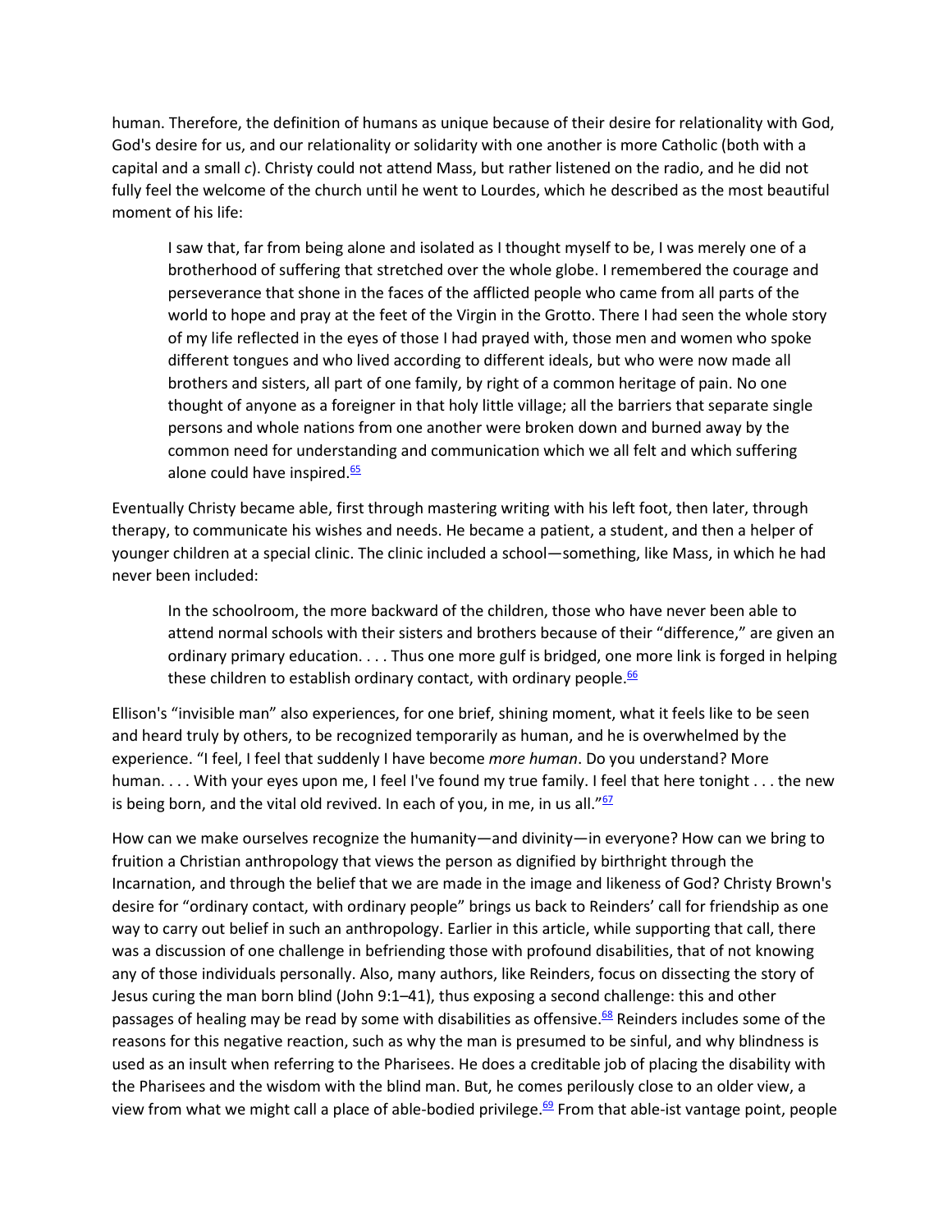human. Therefore, the definition of humans as unique because of their desire for relationality with God, God's desire for us, and our relationality or solidarity with one another is more Catholic (both with a capital and a small *c*). Christy could not attend Mass, but rather listened on the radio, and he did not fully feel the welcome of the church until he went to Lourdes, which he described as the most beautiful moment of his life:

> I saw that, far from being alone and isolated as I thought myself to be, I was merely one of a brotherhood of suffering that stretched over the whole globe. I remembered the courage and perseverance that shone in the faces of the afflicted people who came from all parts of the world to hope and pray at the feet of the Virgin in the Grotto. There I had seen the whole story of my life reflected in the eyes of those I had prayed with, those men and women who spoke different tongues and who lived according to different ideals, but who were now made all brothers and sisters, all part of one family, by right of a common heritage of pain. No one thought of anyone as a foreigner in that holy little village; all the barriers that separate single persons and whole nations from one another were broken down and burned away by the common need for understanding and communication which we all felt and which suffering alone could have inspired.[65]

Eventually Christy became able, first through mastering writing with his left foot, then later, through therapy, to communicate his wishes and needs. He became a patient, a student, and then a helper of younger children at a special clinic. The clinic included a school—something, like Mass, in which he had never been included:

> In the schoolroom, the more backward of the children, those who have never been able to attend normal schools with their sisters and brothers because of their "difference," are given an ordinary primary education. . . . Thus one more gulf is bridged, one more link is forged in helping these children to establish ordinary contact, with ordinary people.[66]

Ellison's "invisible man" also experiences, for one brief, shining moment, what it feels like to be seen and heard truly by others, to be recognized temporarily as human, and he is overwhelmed by the experience. "I feel, I feel that suddenly I have become *more human*. Do you understand? More human. . . . With your eyes upon me, I feel I've found my true family. I feel that here tonight . . . the new is being born, and the vital old revived. In each of you, in me, in us all."[67]

How can we make ourselves recognize the humanity—and divinity—in everyone? How can we bring to fruition a Christian anthropology that views the person as dignified by birthright through the Incarnation, and through the belief that we are made in the image and likeness of God? Christy Brown's desire for "ordinary contact, with ordinary people" brings us back to Reinders' call for friendship as one way to carry out belief in such an anthropology. Earlier in this article, while supporting that call, there was a discussion of one challenge in befriending those with profound disabilities, that of not knowing any of those individuals personally. Also, many authors, like Reinders, focus on dissecting the story of Jesus curing the man born blind (John 9:1–41), thus exposing a second challenge: this and other passages of healing may be read by some with disabilities as offensive.[68] Reinders includes some of the reasons for this negative reaction, such as why the man is presumed to be sinful, and why blindness is used as an insult when referring to the Pharisees. He does a creditable job of placing the disability with the Pharisees and the wisdom with the blind man. But, he comes perilously close to an older view, a view from what we might call a place of able-bodied privilege.[69] From that able-ist vantage point, people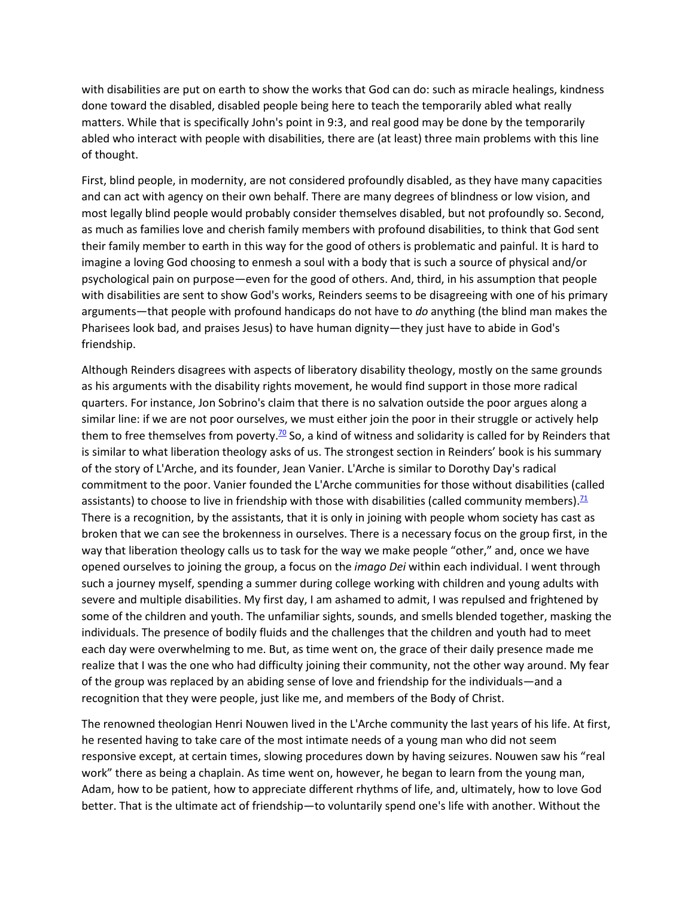with disabilities are put on earth to show the works that God can do: such as miracle healings, kindness done toward the disabled, disabled people being here to teach the temporarily abled what really matters. While that is specifically John's point in 9:3, and real good may be done by the temporarily abled who interact with people with disabilities, there are (at least) three main problems with this line of thought.

First, blind people, in modernity, are not considered profoundly disabled, as they have many capacities and can act with agency on their own behalf. There are many degrees of blindness or low vision, and most legally blind people would probably consider themselves disabled, but not profoundly so. Second, as much as families love and cherish family members with profound disabilities, to think that God sent their family member to earth in this way for the good of others is problematic and painful. It is hard to imagine a loving God choosing to enmesh a soul with a body that is such a source of physical and/or psychological pain on purpose—even for the good of others. And, third, in his assumption that people with disabilities are sent to show God's works, Reinders seems to be disagreeing with one of his primary arguments—that people with profound handicaps do not have to *do* anything (the blind man makes the Pharisees look bad, and praises Jesus) to have human dignity—they just have to abide in God's friendship.

Although Reinders disagrees with aspects of liberatory disability theology, mostly on the same grounds as his arguments with the disability rights movement, he would find support in those more radical quarters. For instance, Jon Sobrino's claim that there is no salvation outside the poor argues along a similar line: if we are not poor ourselves, we must either join the poor in their struggle or actively help them to free themselves from poverty.[70] So, a kind of witness and solidarity is called for by Reinders that is similar to what liberation theology asks of us. The strongest section in Reinders' book is his summary of the story of L'Arche, and its founder, Jean Vanier. L'Arche is similar to Dorothy Day's radical commitment to the poor. Vanier founded the L'Arche communities for those without disabilities (called assistants) to choose to live in friendship with those with disabilities (called community members).[71] There is a recognition, by the assistants, that it is only in joining with people whom society has cast as broken that we can see the brokenness in ourselves. There is a necessary focus on the group first, in the way that liberation theology calls us to task for the way we make people "other," and, once we have opened ourselves to joining the group, a focus on the *imago Dei* within each individual. I went through such a journey myself, spending a summer during college working with children and young adults with severe and multiple disabilities. My first day, I am ashamed to admit, I was repulsed and frightened by some of the children and youth. The unfamiliar sights, sounds, and smells blended together, masking the individuals. The presence of bodily fluids and the challenges that the children and youth had to meet each day were overwhelming to me. But, as time went on, the grace of their daily presence made me realize that I was the one who had difficulty joining their community, not the other way around. My fear of the group was replaced by an abiding sense of love and friendship for the individuals—and a recognition that they were people, just like me, and members of the Body of Christ.

The renowned theologian Henri Nouwen lived in the L'Arche community the last years of his life. At first, he resented having to take care of the most intimate needs of a young man who did not seem responsive except, at certain times, slowing procedures down by having seizures. Nouwen saw his "real work" there as being a chaplain. As time went on, however, he began to learn from the young man, Adam, how to be patient, how to appreciate different rhythms of life, and, ultimately, how to love God better. That is the ultimate act of friendship—to voluntarily spend one's life with another. Without the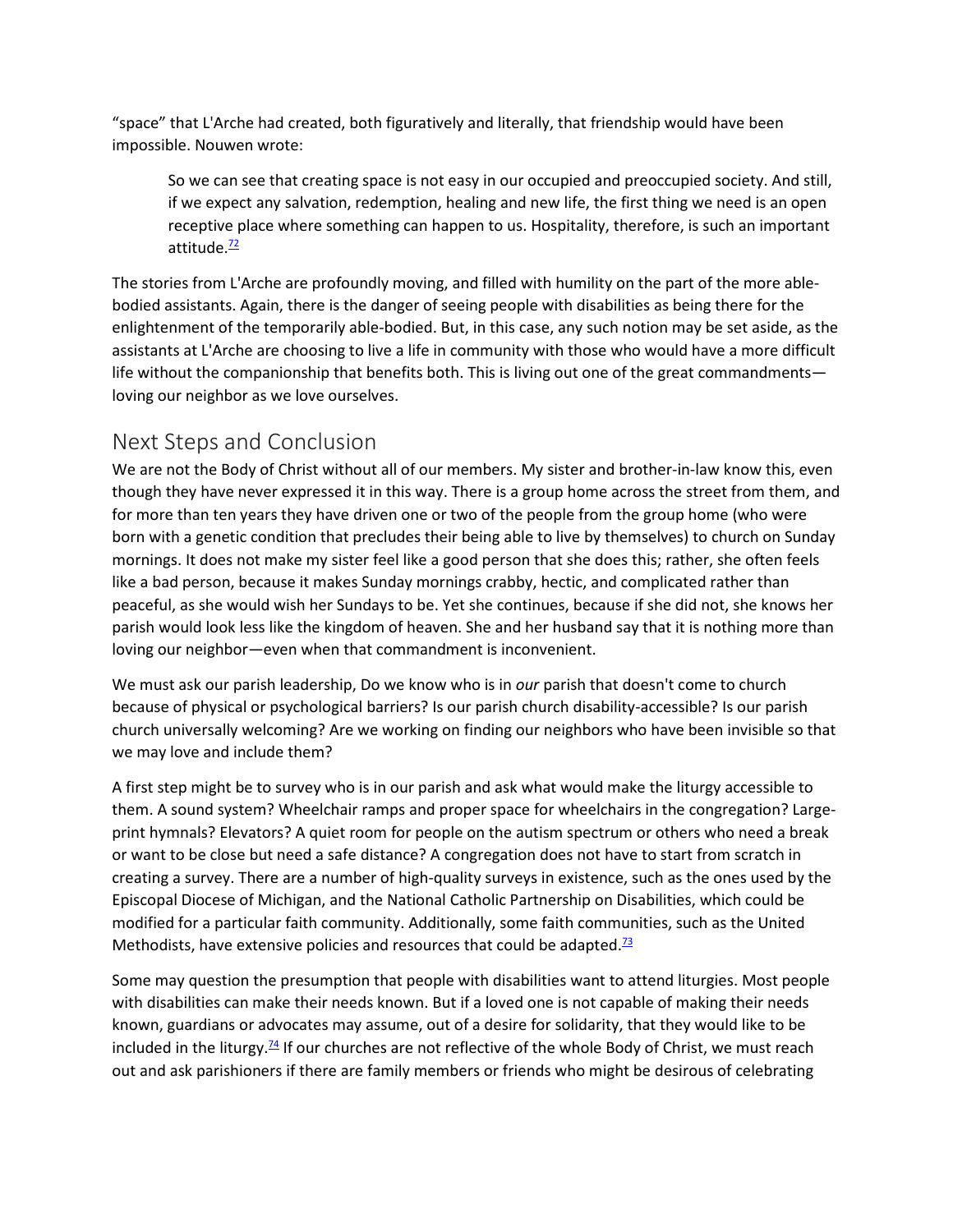"space" that L'Arche had created, both figuratively and literally, that friendship would have been impossible. Nouwen wrote:

> So we can see that creating space is not easy in our occupied and preoccupied society. And still, if we expect any salvation, redemption, healing and new life, the first thing we need is an open receptive place where something can happen to us. Hospitality, therefore, is such an important attitude.[72]

The stories from L'Arche are profoundly moving, and filled with humility on the part of the more able-bodied assistants. Again, there is the danger of seeing people with disabilities as being there for the enlightenment of the temporarily able-bodied. But, in this case, any such notion may be set aside, as the assistants at L'Arche are choosing to live a life in community with those who would have a more difficult life without the companionship that benefits both. This is living out one of the great commandments—loving our neighbor as we love ourselves.

## Next Steps and Conclusion

We are not the Body of Christ without all of our members. My sister and brother-in-law know this, even though they have never expressed it in this way. There is a group home across the street from them, and for more than ten years they have driven one or two of the people from the group home (who were born with a genetic condition that precludes their being able to live by themselves) to church on Sunday mornings. It does not make my sister feel like a good person that she does this; rather, she often feels like a bad person, because it makes Sunday mornings crabby, hectic, and complicated rather than peaceful, as she would wish her Sundays to be. Yet she continues, because if she did not, she knows her parish would look less like the kingdom of heaven. She and her husband say that it is nothing more than loving our neighbor—even when that commandment is inconvenient.

We must ask our parish leadership, Do we know who is in *our* parish that doesn't come to church because of physical or psychological barriers? Is our parish church disability-accessible? Is our parish church universally welcoming? Are we working on finding our neighbors who have been invisible so that we may love and include them?

A first step might be to survey who is in our parish and ask what would make the liturgy accessible to them. A sound system? Wheelchair ramps and proper space for wheelchairs in the congregation? Large-print hymnals? Elevators? A quiet room for people on the autism spectrum or others who need a break or want to be close but need a safe distance? A congregation does not have to start from scratch in creating a survey. There are a number of high-quality surveys in existence, such as the ones used by the Episcopal Diocese of Michigan, and the National Catholic Partnership on Disabilities, which could be modified for a particular faith community. Additionally, some faith communities, such as the United Methodists, have extensive policies and resources that could be adapted.[73]

Some may question the presumption that people with disabilities want to attend liturgies. Most people with disabilities can make their needs known. But if a loved one is not capable of making their needs known, guardians or advocates may assume, out of a desire for solidarity, that they would like to be included in the liturgy.[74] If our churches are not reflective of the whole Body of Christ, we must reach out and ask parishioners if there are family members or friends who might be desirous of celebrating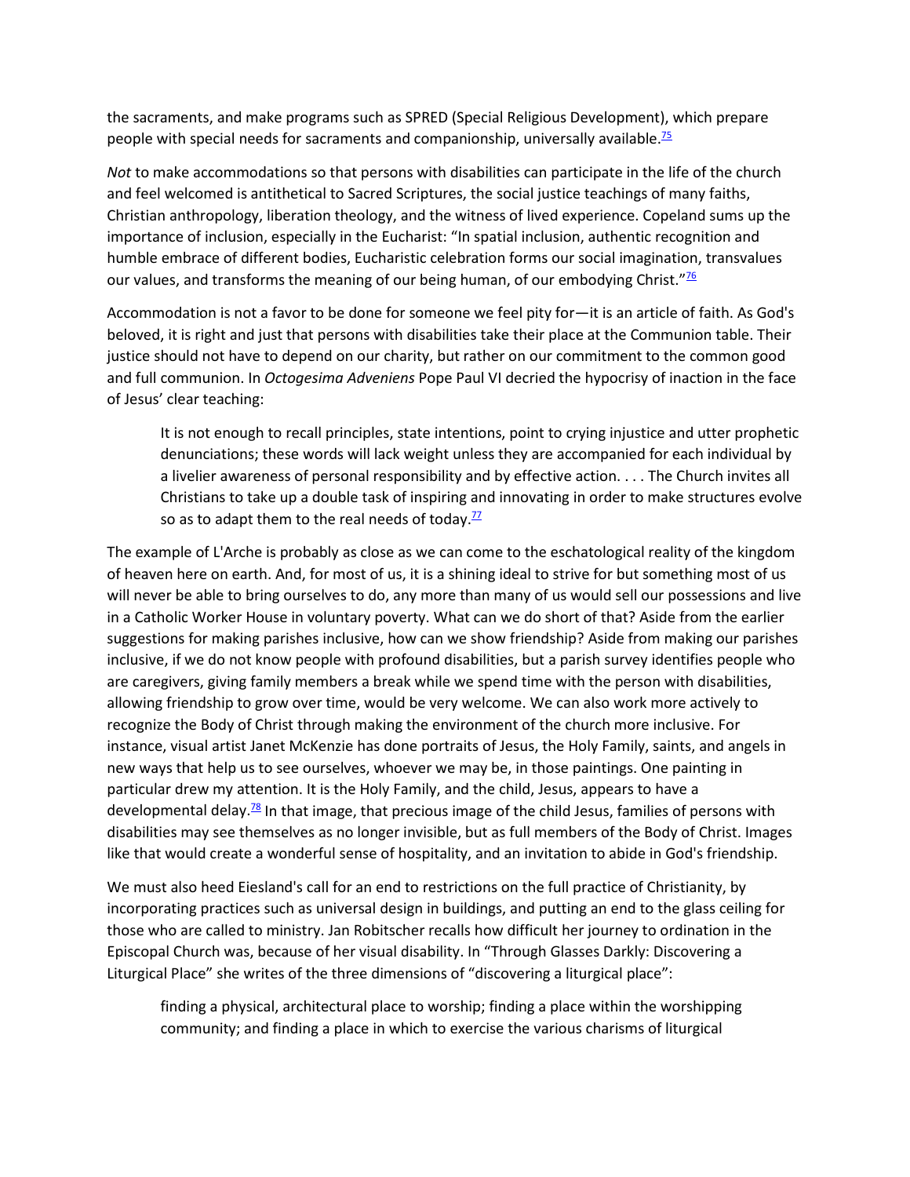the sacraments, and make programs such as SPRED (Special Religious Development), which prepare people with special needs for sacraments and companionship, universally available.[75]

*Not* to make accommodations so that persons with disabilities can participate in the life of the church and feel welcomed is antithetical to Sacred Scriptures, the social justice teachings of many faiths, Christian anthropology, liberation theology, and the witness of lived experience. Copeland sums up the importance of inclusion, especially in the Eucharist: "In spatial inclusion, authentic recognition and humble embrace of different bodies, Eucharistic celebration forms our social imagination, transvalues our values, and transforms the meaning of our being human, of our embodying Christ."[76]

Accommodation is not a favor to be done for someone we feel pity for—it is an article of faith. As God's beloved, it is right and just that persons with disabilities take their place at the Communion table. Their justice should not have to depend on our charity, but rather on our commitment to the common good and full communion. In *Octogesima Adveniens* Pope Paul VI decried the hypocrisy of inaction in the face of Jesus' clear teaching:

> It is not enough to recall principles, state intentions, point to crying injustice and utter prophetic denunciations; these words will lack weight unless they are accompanied for each individual by a livelier awareness of personal responsibility and by effective action. . . . The Church invites all Christians to take up a double task of inspiring and innovating in order to make structures evolve so as to adapt them to the real needs of today.[77]

The example of L'Arche is probably as close as we can come to the eschatological reality of the kingdom of heaven here on earth. And, for most of us, it is a shining ideal to strive for but something most of us will never be able to bring ourselves to do, any more than many of us would sell our possessions and live in a Catholic Worker House in voluntary poverty. What can we do short of that? Aside from the earlier suggestions for making parishes inclusive, how can we show friendship? Aside from making our parishes inclusive, if we do not know people with profound disabilities, but a parish survey identifies people who are caregivers, giving family members a break while we spend time with the person with disabilities, allowing friendship to grow over time, would be very welcome. We can also work more actively to recognize the Body of Christ through making the environment of the church more inclusive. For instance, visual artist Janet McKenzie has done portraits of Jesus, the Holy Family, saints, and angels in new ways that help us to see ourselves, whoever we may be, in those paintings. One painting in particular drew my attention. It is the Holy Family, and the child, Jesus, appears to have a developmental delay.[78] In that image, that precious image of the child Jesus, families of persons with disabilities may see themselves as no longer invisible, but as full members of the Body of Christ. Images like that would create a wonderful sense of hospitality, and an invitation to abide in God's friendship.

We must also heed Eiesland's call for an end to restrictions on the full practice of Christianity, by incorporating practices such as universal design in buildings, and putting an end to the glass ceiling for those who are called to ministry. Jan Robitscher recalls how difficult her journey to ordination in the Episcopal Church was, because of her visual disability. In "Through Glasses Darkly: Discovering a Liturgical Place" she writes of the three dimensions of "discovering a liturgical place":

> finding a physical, architectural place to worship; finding a place within the worshipping community; and finding a place in which to exercise the various charisms of liturgical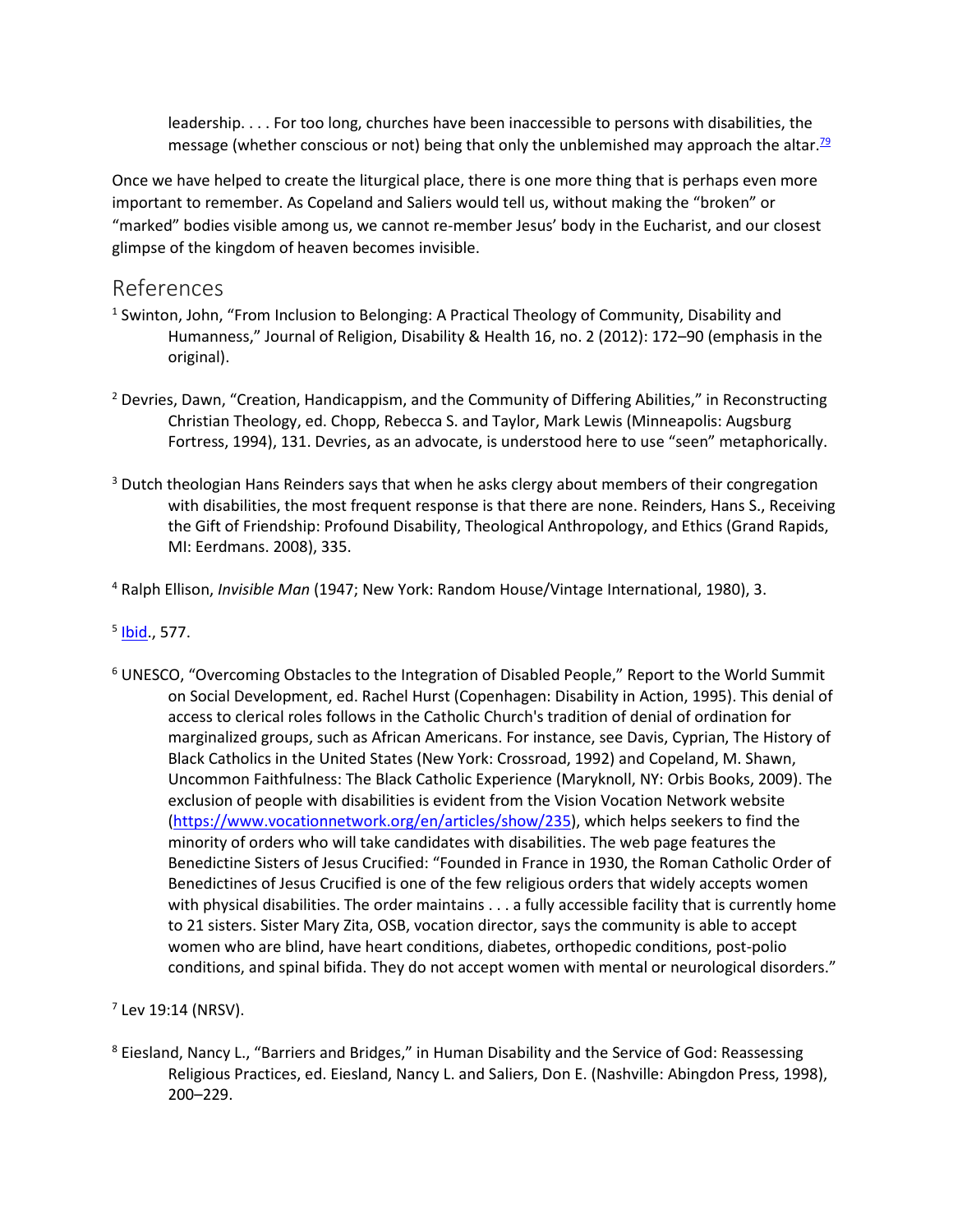> leadership. . . . For too long, churches have been inaccessible to persons with disabilities, the message (whether conscious or not) being that only the unblemished may approach the altar.[79]

Once we have helped to create the liturgical place, there is one more thing that is perhaps even more important to remember. As Copeland and Saliers would tell us, without making the "broken" or "marked" bodies visible among us, we cannot re-member Jesus' body in the Eucharist, and our closest glimpse of the kingdom of heaven becomes invisible.

## References

[1] Swinton, John, "From Inclusion to Belonging: A Practical Theology of Community, Disability and Humanness," Journal of Religion, Disability & Health 16, no. 2 (2012): 172–90 (emphasis in the original).

[2] Devries, Dawn, "Creation, Handicappism, and the Community of Differing Abilities," in Reconstructing Christian Theology, ed. Chopp, Rebecca S. and Taylor, Mark Lewis (Minneapolis: Augsburg Fortress, 1994), 131. Devries, as an advocate, is understood here to use "seen" metaphorically.

[3] Dutch theologian Hans Reinders says that when he asks clergy about members of their congregation with disabilities, the most frequent response is that there are none. Reinders, Hans S., Receiving the Gift of Friendship: Profound Disability, Theological Anthropology, and Ethics (Grand Rapids, MI: Eerdmans. 2008), 335.

[4] Ralph Ellison, *Invisible Man* (1947; New York: Random House/Vintage International, 1980), 3.

[5] Ibid., 577.

[6] UNESCO, "Overcoming Obstacles to the Integration of Disabled People," Report to the World Summit on Social Development, ed. Rachel Hurst (Copenhagen: Disability in Action, 1995). This denial of access to clerical roles follows in the Catholic Church's tradition of denial of ordination for marginalized groups, such as African Americans. For instance, see Davis, Cyprian, The History of Black Catholics in the United States (New York: Crossroad, 1992) and Copeland, M. Shawn, Uncommon Faithfulness: The Black Catholic Experience (Maryknoll, NY: Orbis Books, 2009). The exclusion of people with disabilities is evident from the Vision Vocation Network website (https://www.vocationnetwork.org/en/articles/show/235), which helps seekers to find the minority of orders who will take candidates with disabilities. The web page features the Benedictine Sisters of Jesus Crucified: "Founded in France in 1930, the Roman Catholic Order of Benedictines of Jesus Crucified is one of the few religious orders that widely accepts women with physical disabilities. The order maintains . . . a fully accessible facility that is currently home to 21 sisters. Sister Mary Zita, OSB, vocation director, says the community is able to accept women who are blind, have heart conditions, diabetes, orthopedic conditions, post-polio conditions, and spinal bifida. They do not accept women with mental or neurological disorders."

[7] Lev 19:14 (NRSV).

[8] Eiesland, Nancy L., "Barriers and Bridges," in Human Disability and the Service of God: Reassessing Religious Practices, ed. Eiesland, Nancy L. and Saliers, Don E. (Nashville: Abingdon Press, 1998), 200–229.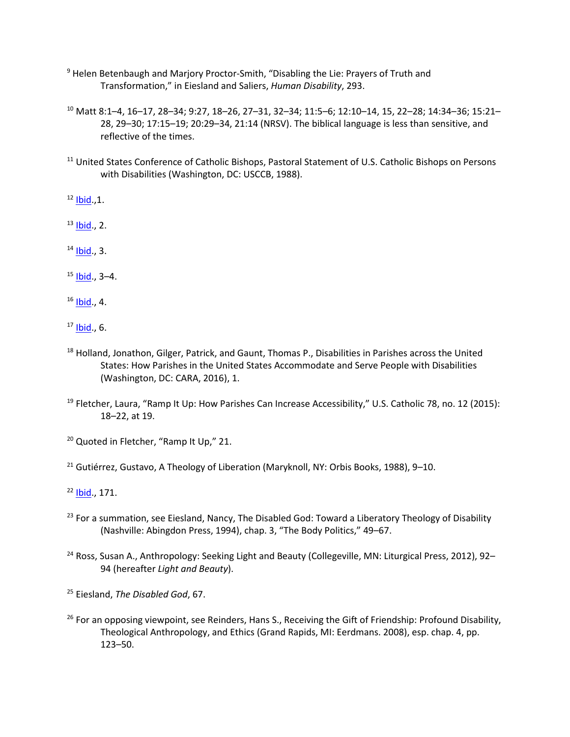[9] Helen Betenbaugh and Marjory Proctor-Smith, "Disabling the Lie: Prayers of Truth and Transformation," in Eiesland and Saliers, *Human Disability*, 293.

[10] Matt 8:1–4, 16–17, 28–34; 9:27, 18–26, 27–31, 32–34; 11:5–6; 12:10–14, 15, 22–28; 14:34–36; 15:21–28, 29–30; 17:15–19; 20:29–34, 21:14 (NRSV). The biblical language is less than sensitive, and reflective of the times.

[11] United States Conference of Catholic Bishops, Pastoral Statement of U.S. Catholic Bishops on Persons with Disabilities (Washington, DC: USCCB, 1988).

[12] Ibid.,1.

[13] Ibid., 2.

[14] Ibid., 3.

[15] Ibid., 3–4.

[16] Ibid., 4.

[17] Ibid., 6.

[18] Holland, Jonathon, Gilger, Patrick, and Gaunt, Thomas P., Disabilities in Parishes across the United States: How Parishes in the United States Accommodate and Serve People with Disabilities (Washington, DC: CARA, 2016), 1.

[19] Fletcher, Laura, "Ramp It Up: How Parishes Can Increase Accessibility," U.S. Catholic 78, no. 12 (2015): 18–22, at 19.

[20] Quoted in Fletcher, "Ramp It Up," 21.

[21] Gutiérrez, Gustavo, A Theology of Liberation (Maryknoll, NY: Orbis Books, 1988), 9–10.

[22] Ibid., 171.

[23] For a summation, see Eiesland, Nancy, The Disabled God: Toward a Liberatory Theology of Disability (Nashville: Abingdon Press, 1994), chap. 3, "The Body Politics," 49–67.

[24] Ross, Susan A., Anthropology: Seeking Light and Beauty (Collegeville, MN: Liturgical Press, 2012), 92–94 (hereafter *Light and Beauty*).

[25] Eiesland, *The Disabled God*, 67.

[26] For an opposing viewpoint, see Reinders, Hans S., Receiving the Gift of Friendship: Profound Disability, Theological Anthropology, and Ethics (Grand Rapids, MI: Eerdmans. 2008), esp. chap. 4, pp. 123–50.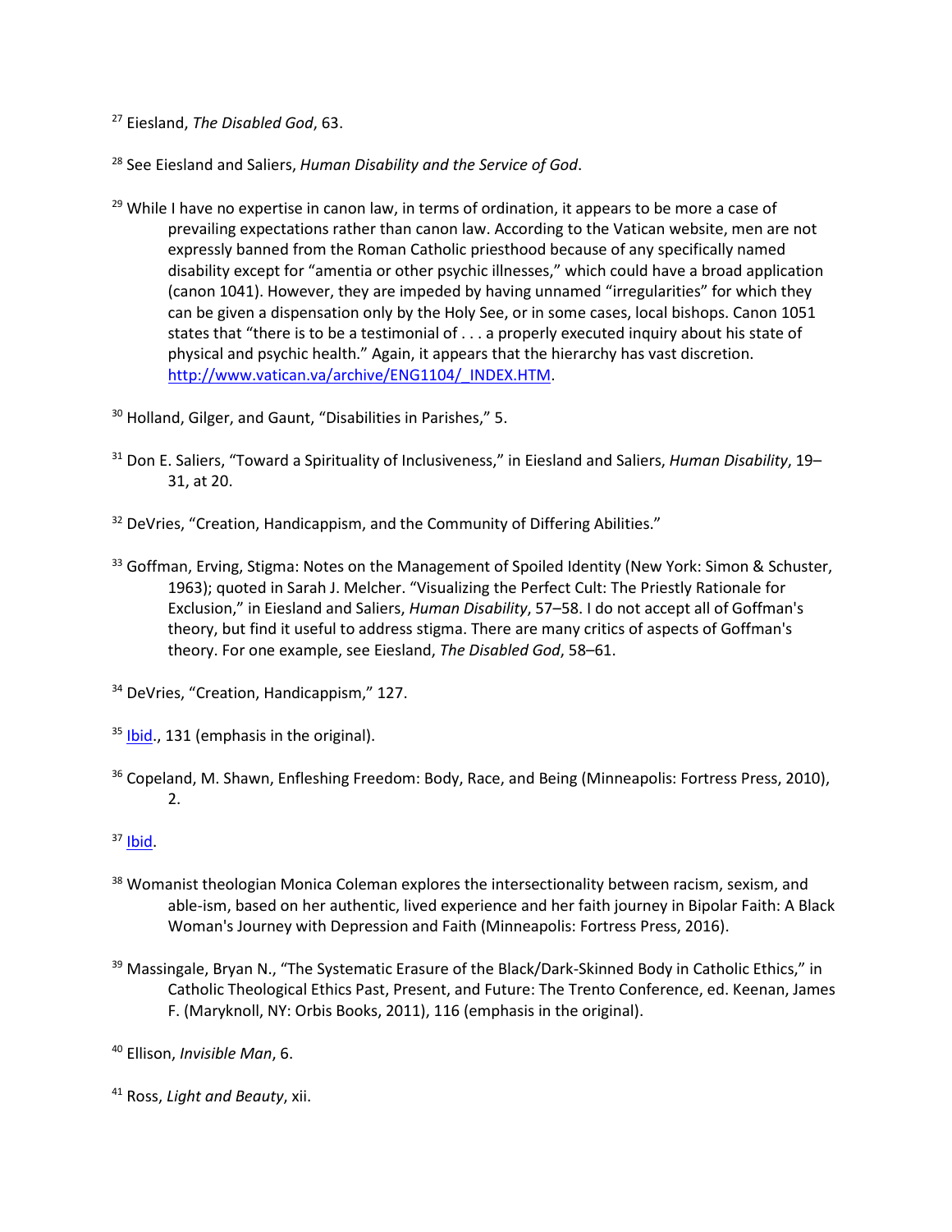[27] Eiesland, *The Disabled God*, 63.

[28] See Eiesland and Saliers, *Human Disability and the Service of God*.

[29] While I have no expertise in canon law, in terms of ordination, it appears to be more a case of prevailing expectations rather than canon law. According to the Vatican website, men are not expressly banned from the Roman Catholic priesthood because of any specifically named disability except for "amentia or other psychic illnesses," which could have a broad application (canon 1041). However, they are impeded by having unnamed "irregularities" for which they can be given a dispensation only by the Holy See, or in some cases, local bishops. Canon 1051 states that "there is to be a testimonial of . . . a properly executed inquiry about his state of physical and psychic health." Again, it appears that the hierarchy has vast discretion. http://www.vatican.va/archive/ENG1104/_INDEX.HTM.

[30] Holland, Gilger, and Gaunt, "Disabilities in Parishes," 5.

[31] Don E. Saliers, "Toward a Spirituality of Inclusiveness," in Eiesland and Saliers, *Human Disability*, 19–31, at 20.

[32] DeVries, "Creation, Handicappism, and the Community of Differing Abilities."

[33] Goffman, Erving, Stigma: Notes on the Management of Spoiled Identity (New York: Simon & Schuster, 1963); quoted in Sarah J. Melcher. "Visualizing the Perfect Cult: The Priestly Rationale for Exclusion," in Eiesland and Saliers, *Human Disability*, 57–58. I do not accept all of Goffman's theory, but find it useful to address stigma. There are many critics of aspects of Goffman's theory. For one example, see Eiesland, *The Disabled God*, 58–61.

[34] DeVries, "Creation, Handicappism," 127.

[35] Ibid., 131 (emphasis in the original).

[36] Copeland, M. Shawn, Enfleshing Freedom: Body, Race, and Being (Minneapolis: Fortress Press, 2010), 2.

[37] Ibid.

[38] Womanist theologian Monica Coleman explores the intersectionality between racism, sexism, and able-ism, based on her authentic, lived experience and her faith journey in Bipolar Faith: A Black Woman's Journey with Depression and Faith (Minneapolis: Fortress Press, 2016).

[39] Massingale, Bryan N., "The Systematic Erasure of the Black/Dark-Skinned Body in Catholic Ethics," in Catholic Theological Ethics Past, Present, and Future: The Trento Conference, ed. Keenan, James F. (Maryknoll, NY: Orbis Books, 2011), 116 (emphasis in the original).

[40] Ellison, *Invisible Man*, 6.

[41] Ross, *Light and Beauty*, xii.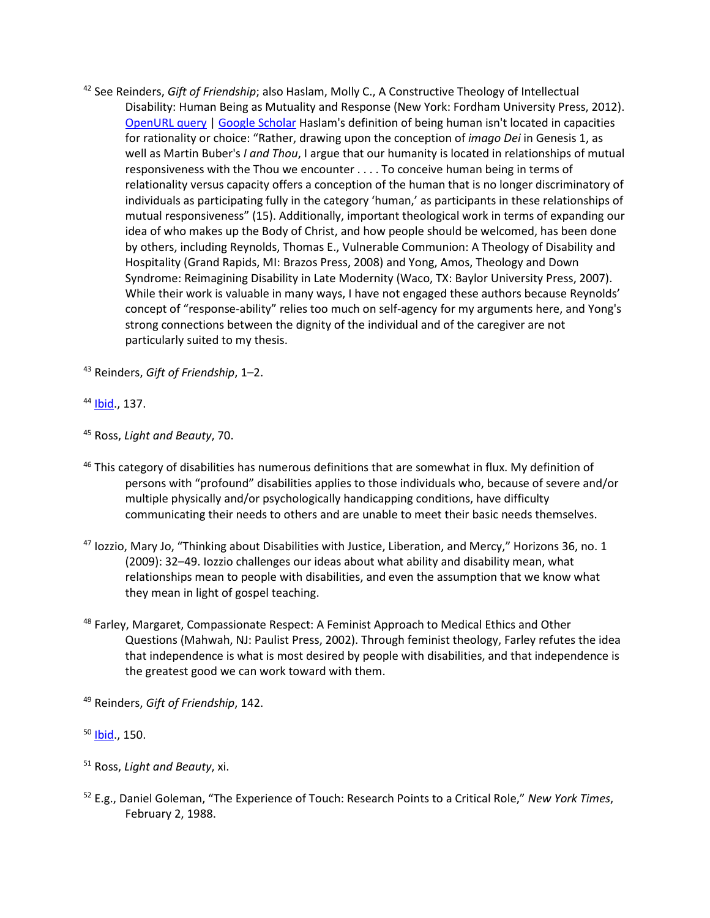[42] See Reinders, *Gift of Friendship*; also Haslam, Molly C., A Constructive Theology of Intellectual Disability: Human Being as Mutuality and Response (New York: Fordham University Press, 2012). OpenURL query | Google Scholar Haslam's definition of being human isn't located in capacities for rationality or choice: "Rather, drawing upon the conception of *imago Dei* in Genesis 1, as well as Martin Buber's *I and Thou*, I argue that our humanity is located in relationships of mutual responsiveness with the Thou we encounter . . . . To conceive human being in terms of relationality versus capacity offers a conception of the human that is no longer discriminatory of individuals as participating fully in the category 'human,' as participants in these relationships of mutual responsiveness" (15). Additionally, important theological work in terms of expanding our idea of who makes up the Body of Christ, and how people should be welcomed, has been done by others, including Reynolds, Thomas E., Vulnerable Communion: A Theology of Disability and Hospitality (Grand Rapids, MI: Brazos Press, 2008) and Yong, Amos, Theology and Down Syndrome: Reimagining Disability in Late Modernity (Waco, TX: Baylor University Press, 2007). While their work is valuable in many ways, I have not engaged these authors because Reynolds' concept of "response-ability" relies too much on self-agency for my arguments here, and Yong's strong connections between the dignity of the individual and of the caregiver are not particularly suited to my thesis.

[43] Reinders, *Gift of Friendship*, 1–2.

[44] Ibid., 137.

[45] Ross, *Light and Beauty*, 70.

[46] This category of disabilities has numerous definitions that are somewhat in flux. My definition of persons with "profound" disabilities applies to those individuals who, because of severe and/or multiple physically and/or psychologically handicapping conditions, have difficulty communicating their needs to others and are unable to meet their basic needs themselves.

[47] Iozzio, Mary Jo, "Thinking about Disabilities with Justice, Liberation, and Mercy," Horizons 36, no. 1 (2009): 32–49. Iozzio challenges our ideas about what ability and disability mean, what relationships mean to people with disabilities, and even the assumption that we know what they mean in light of gospel teaching.

[48] Farley, Margaret, Compassionate Respect: A Feminist Approach to Medical Ethics and Other Questions (Mahwah, NJ: Paulist Press, 2002). Through feminist theology, Farley refutes the idea that independence is what is most desired by people with disabilities, and that independence is the greatest good we can work toward with them.

[49] Reinders, *Gift of Friendship*, 142.

[50] Ibid., 150.

[51] Ross, *Light and Beauty*, xi.

[52] E.g., Daniel Goleman, "The Experience of Touch: Research Points to a Critical Role," *New York Times*, February 2, 1988.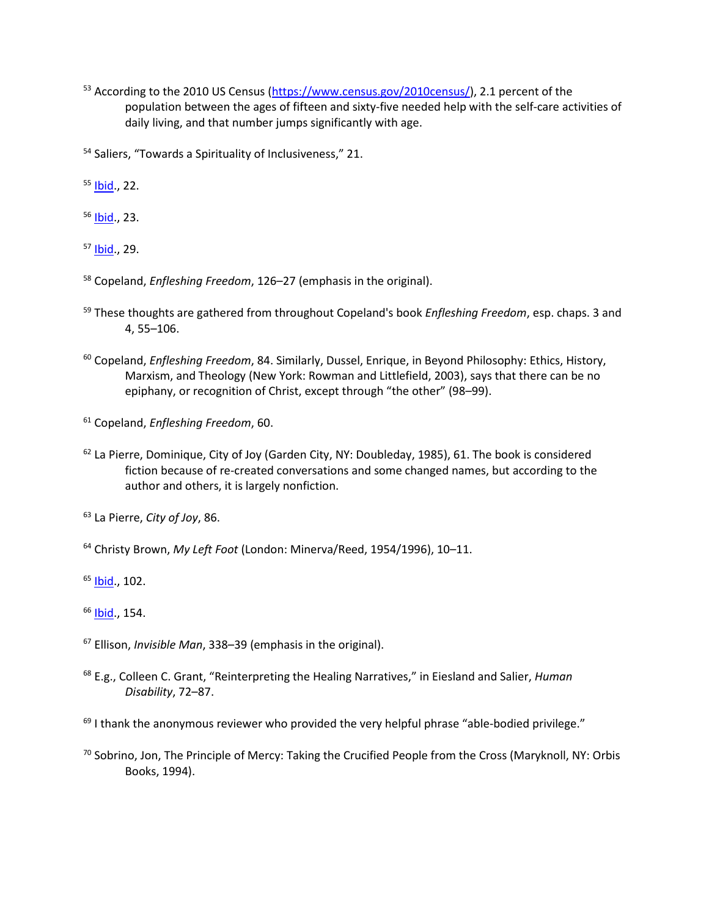[53] According to the 2010 US Census (https://www.census.gov/2010census/), 2.1 percent of the population between the ages of fifteen and sixty-five needed help with the self-care activities of daily living, and that number jumps significantly with age.

[54] Saliers, "Towards a Spirituality of Inclusiveness," 21.

[55] Ibid., 22.

[56] Ibid., 23.

[57] Ibid., 29.

[58] Copeland, *Enfleshing Freedom*, 126–27 (emphasis in the original).

[59] These thoughts are gathered from throughout Copeland's book *Enfleshing Freedom*, esp. chaps. 3 and 4, 55–106.

[60] Copeland, *Enfleshing Freedom*, 84. Similarly, Dussel, Enrique, in Beyond Philosophy: Ethics, History, Marxism, and Theology (New York: Rowman and Littlefield, 2003), says that there can be no epiphany, or recognition of Christ, except through "the other" (98–99).

[61] Copeland, *Enfleshing Freedom*, 60.

[62] La Pierre, Dominique, City of Joy (Garden City, NY: Doubleday, 1985), 61. The book is considered fiction because of re-created conversations and some changed names, but according to the author and others, it is largely nonfiction.

[63] La Pierre, *City of Joy*, 86.

[64] Christy Brown, *My Left Foot* (London: Minerva/Reed, 1954/1996), 10–11.

[65] Ibid., 102.

[66] Ibid., 154.

[67] Ellison, *Invisible Man*, 338–39 (emphasis in the original).

[68] E.g., Colleen C. Grant, "Reinterpreting the Healing Narratives," in Eiesland and Salier, *Human Disability*, 72–87.

[69] I thank the anonymous reviewer who provided the very helpful phrase "able-bodied privilege."

[70] Sobrino, Jon, The Principle of Mercy: Taking the Crucified People from the Cross (Maryknoll, NY: Orbis Books, 1994).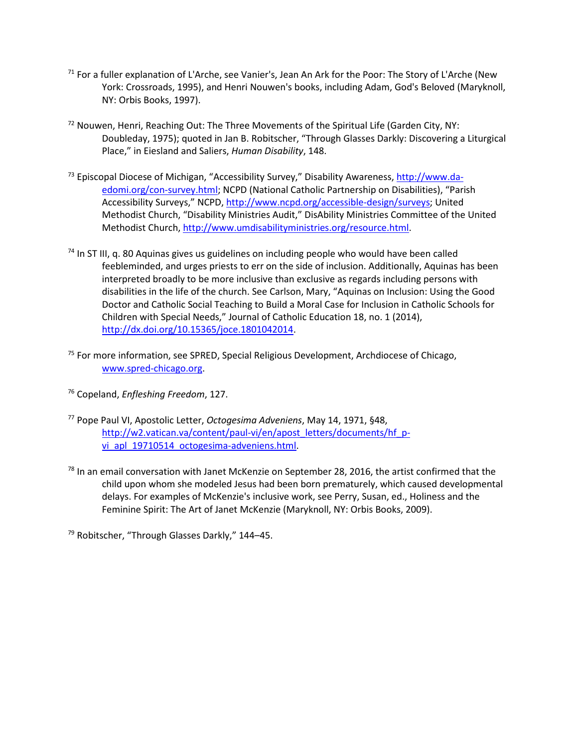[71] For a fuller explanation of L'Arche, see Vanier's, Jean An Ark for the Poor: The Story of L'Arche (New York: Crossroads, 1995), and Henri Nouwen's books, including Adam, God's Beloved (Maryknoll, NY: Orbis Books, 1997).

[72] Nouwen, Henri, Reaching Out: The Three Movements of the Spiritual Life (Garden City, NY: Doubleday, 1975); quoted in Jan B. Robitscher, "Through Glasses Darkly: Discovering a Liturgical Place," in Eiesland and Saliers, *Human Disability*, 148.

[73] Episcopal Diocese of Michigan, "Accessibility Survey," Disability Awareness, http://www.da-edomi.org/con-survey.html; NCPD (National Catholic Partnership on Disabilities), "Parish Accessibility Surveys," NCPD, http://www.ncpd.org/accessible-design/surveys; United Methodist Church, "Disability Ministries Audit," DisAbility Ministries Committee of the United Methodist Church, http://www.umdisabilityministries.org/resource.html.

[74] In ST III, q. 80 Aquinas gives us guidelines on including people who would have been called feebleminded, and urges priests to err on the side of inclusion. Additionally, Aquinas has been interpreted broadly to be more inclusive than exclusive as regards including persons with disabilities in the life of the church. See Carlson, Mary, "Aquinas on Inclusion: Using the Good Doctor and Catholic Social Teaching to Build a Moral Case for Inclusion in Catholic Schools for Children with Special Needs," Journal of Catholic Education 18, no. 1 (2014), http://dx.doi.org/10.15365/joce.1801042014.

[75] For more information, see SPRED, Special Religious Development, Archdiocese of Chicago, www.spred-chicago.org.

[76] Copeland, *Enfleshing Freedom*, 127.

[77] Pope Paul VI, Apostolic Letter, *Octogesima Adveniens*, May 14, 1971, §48, http://w2.vatican.va/content/paul-vi/en/apost_letters/documents/hf_p-vi_apl_19710514_octogesima-adveniens.html.

[78] In an email conversation with Janet McKenzie on September 28, 2016, the artist confirmed that the child upon whom she modeled Jesus had been born prematurely, which caused developmental delays. For examples of McKenzie's inclusive work, see Perry, Susan, ed., Holiness and the Feminine Spirit: The Art of Janet McKenzie (Maryknoll, NY: Orbis Books, 2009).

[79] Robitscher, "Through Glasses Darkly," 144–45.